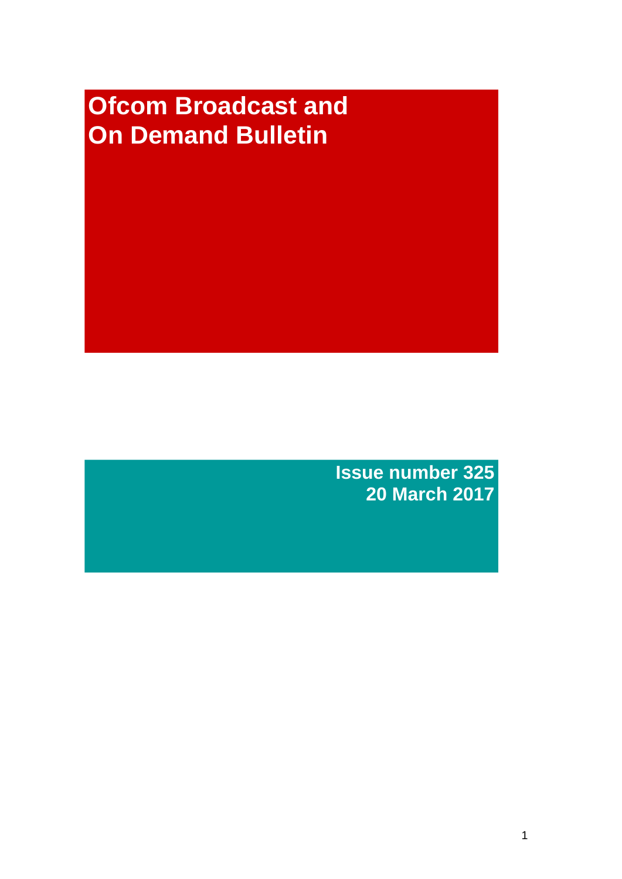# Ofcom Broadcast and On Demand Bulletin

**Issue number 325**
**20 March 2017**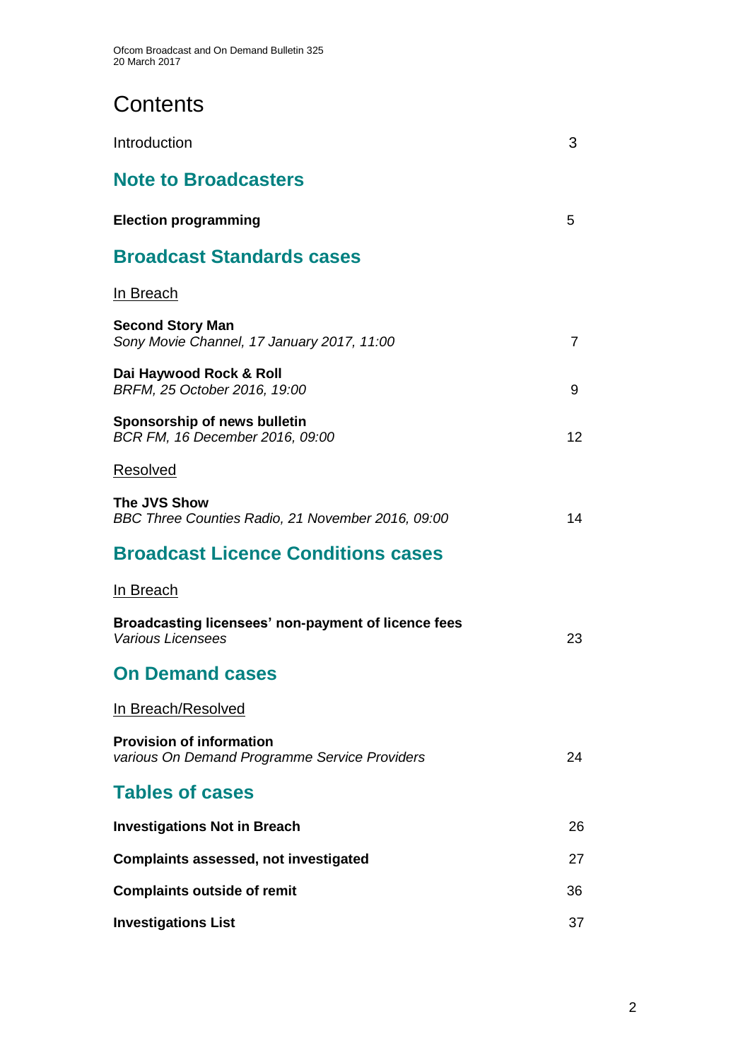# Contents

Introduction 3

## Note to Broadcasters

**Election programming** 5

## Broadcast Standards cases

In Breach

**Second Story Man**
*Sony Movie Channel, 17 January 2017, 11:00* 7

**Dai Haywood Rock & Roll**
*BRFM, 25 October 2016, 19:00* 9

**Sponsorship of news bulletin**
*BCR FM, 16 December 2016, 09:00* 12

Resolved

**The JVS Show**
*BBC Three Counties Radio, 21 November 2016, 09:00* 14

## Broadcast Licence Conditions cases

In Breach

**Broadcasting licensees' non-payment of licence fees**
*Various Licensees* 23

## On Demand cases

In Breach/Resolved

**Provision of information**
*various On Demand Programme Service Providers* 24

## Tables of cases

**Investigations Not in Breach** 26

**Complaints assessed, not investigated** 27

**Complaints outside of remit** 36

**Investigations List** 37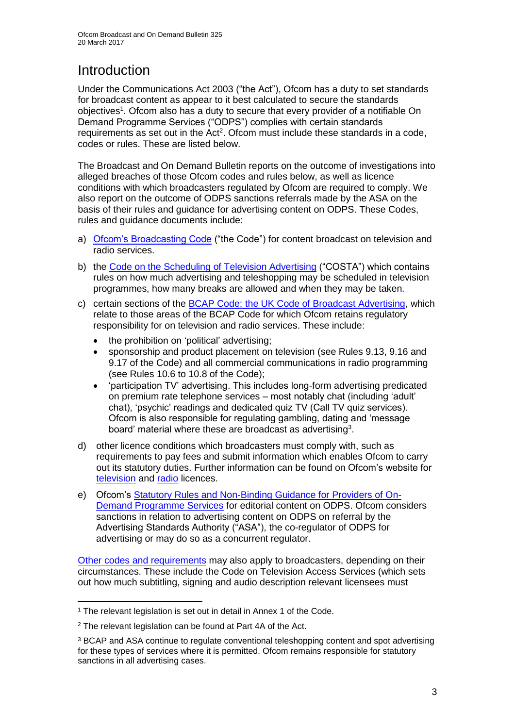# Introduction

Under the Communications Act 2003 ("the Act"), Ofcom has a duty to set standards for broadcast content as appear to it best calculated to secure the standards objectives[1]. Ofcom also has a duty to secure that every provider of a notifiable On Demand Programme Services ("ODPS") complies with certain standards requirements as set out in the Act[2]. Ofcom must include these standards in a code, codes or rules. These are listed below.

The Broadcast and On Demand Bulletin reports on the outcome of investigations into alleged breaches of those Ofcom codes and rules below, as well as licence conditions with which broadcasters regulated by Ofcom are required to comply. We also report on the outcome of ODPS sanctions referrals made by the ASA on the basis of their rules and guidance for advertising content on ODPS. These Codes, rules and guidance documents include:

a) Ofcom's Broadcasting Code ("the Code") for content broadcast on television and radio services.

b) the Code on the Scheduling of Television Advertising ("COSTA") which contains rules on how much advertising and teleshopping may be scheduled in television programmes, how many breaks are allowed and when they may be taken.

c) certain sections of the BCAP Code: the UK Code of Broadcast Advertising, which relate to those areas of the BCAP Code for which Ofcom retains regulatory responsibility for on television and radio services. These include:
   - the prohibition on 'political' advertising;
   - sponsorship and product placement on television (see Rules 9.13, 9.16 and 9.17 of the Code) and all commercial communications in radio programming (see Rules 10.6 to 10.8 of the Code);
   - 'participation TV' advertising. This includes long-form advertising predicated on premium rate telephone services – most notably chat (including 'adult' chat), 'psychic' readings and dedicated quiz TV (Call TV quiz services). Ofcom is also responsible for regulating gambling, dating and 'message board' material where these are broadcast as advertising[3].

d) other licence conditions which broadcasters must comply with, such as requirements to pay fees and submit information which enables Ofcom to carry out its statutory duties. Further information can be found on Ofcom's website for television and radio licences.

e) Ofcom's Statutory Rules and Non-Binding Guidance for Providers of On-Demand Programme Services for editorial content on ODPS. Ofcom considers sanctions in relation to advertising content on ODPS on referral by the Advertising Standards Authority ("ASA"), the co-regulator of ODPS for advertising or may do so as a concurrent regulator.

Other codes and requirements may also apply to broadcasters, depending on their circumstances. These include the Code on Television Access Services (which sets out how much subtitling, signing and audio description relevant licensees must

---

[1] The relevant legislation is set out in detail in Annex 1 of the Code.

[2] The relevant legislation can be found at Part 4A of the Act.

[3] BCAP and ASA continue to regulate conventional teleshopping content and spot advertising for these types of services where it is permitted. Ofcom remains responsible for statutory sanctions in all advertising cases.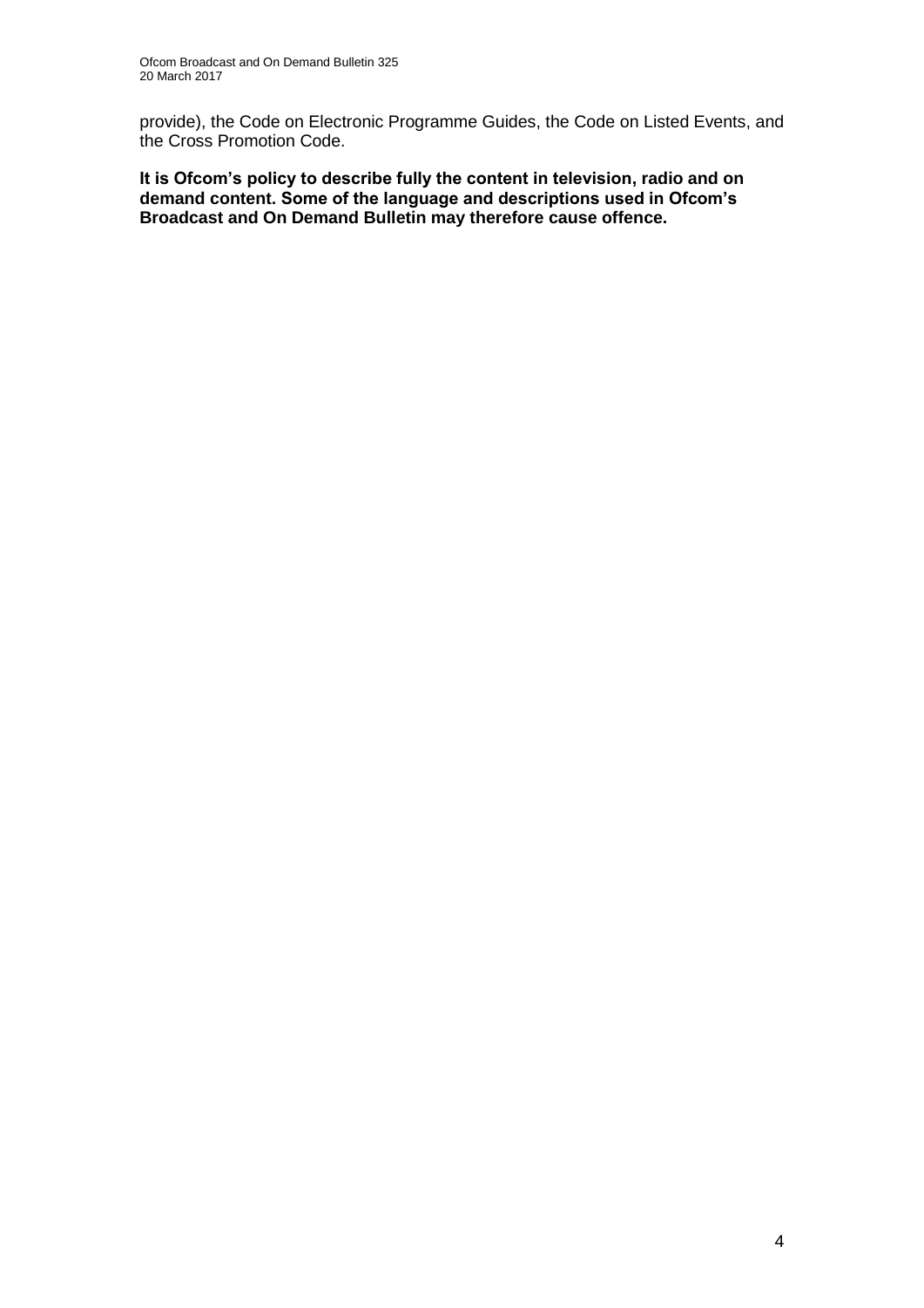provide), the Code on Electronic Programme Guides, the Code on Listed Events, and the Cross Promotion Code.

**It is Ofcom's policy to describe fully the content in television, radio and on demand content. Some of the language and descriptions used in Ofcom's Broadcast and On Demand Bulletin may therefore cause offence.**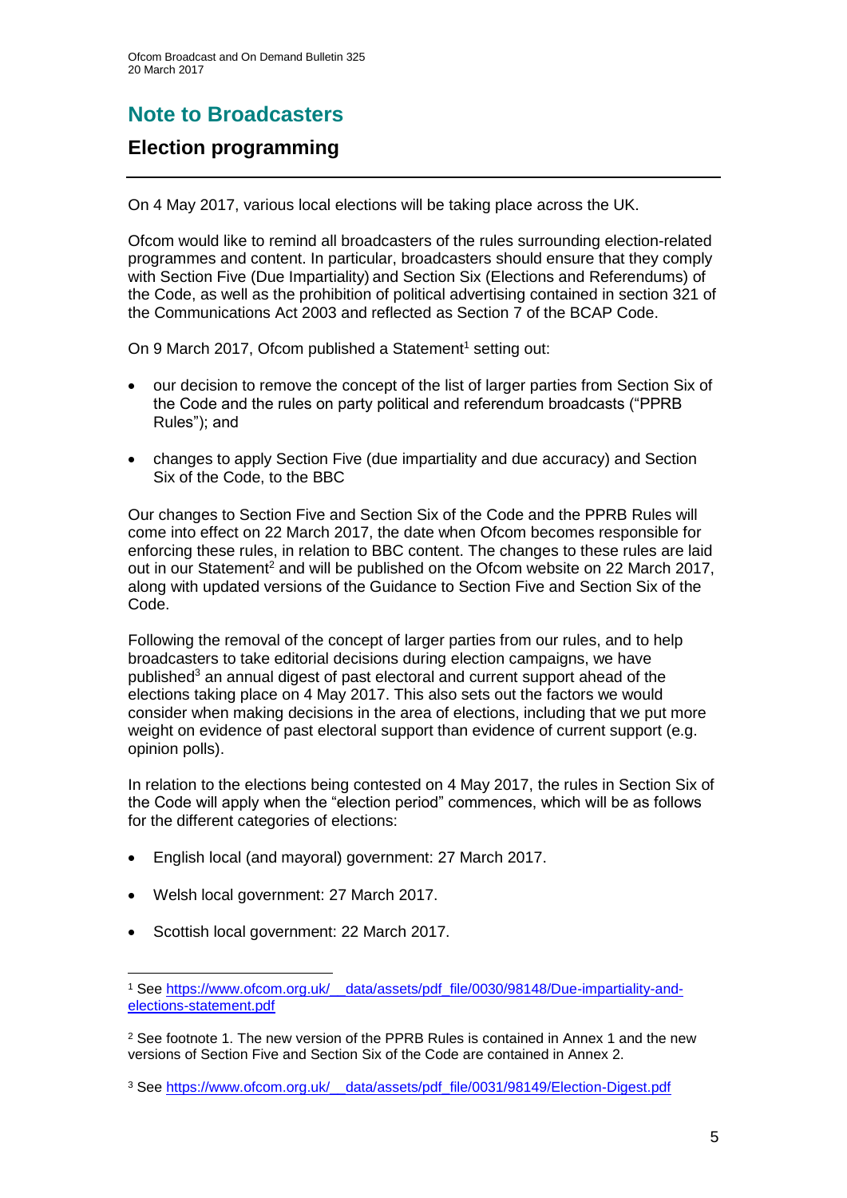## Note to Broadcasters

### Election programming

On 4 May 2017, various local elections will be taking place across the UK.

Ofcom would like to remind all broadcasters of the rules surrounding election-related programmes and content. In particular, broadcasters should ensure that they comply with Section Five (Due Impartiality) and Section Six (Elections and Referendums) of the Code, as well as the prohibition of political advertising contained in section 321 of the Communications Act 2003 and reflected as Section 7 of the BCAP Code.

On 9 March 2017, Ofcom published a Statement[1] setting out:

- our decision to remove the concept of the list of larger parties from Section Six of the Code and the rules on party political and referendum broadcasts ("PPRB Rules"); and
- changes to apply Section Five (due impartiality and due accuracy) and Section Six of the Code, to the BBC

Our changes to Section Five and Section Six of the Code and the PPRB Rules will come into effect on 22 March 2017, the date when Ofcom becomes responsible for enforcing these rules, in relation to BBC content. The changes to these rules are laid out in our Statement[2] and will be published on the Ofcom website on 22 March 2017, along with updated versions of the Guidance to Section Five and Section Six of the Code.

Following the removal of the concept of larger parties from our rules, and to help broadcasters to take editorial decisions during election campaigns, we have published[3] an annual digest of past electoral and current support ahead of the elections taking place on 4 May 2017. This also sets out the factors we would consider when making decisions in the area of elections, including that we put more weight on evidence of past electoral support than evidence of current support (e.g. opinion polls).

In relation to the elections being contested on 4 May 2017, the rules in Section Six of the Code will apply when the "election period" commences, which will be as follows for the different categories of elections:

- English local (and mayoral) government: 27 March 2017.
- Welsh local government: 27 March 2017.
- Scottish local government: 22 March 2017.

[1] See https://www.ofcom.org.uk/__data/assets/pdf_file/0030/98148/Due-impartiality-and-elections-statement.pdf

[2] See footnote 1. The new version of the PPRB Rules is contained in Annex 1 and the new versions of Section Five and Section Six of the Code are contained in Annex 2.

[3] See https://www.ofcom.org.uk/__data/assets/pdf_file/0031/98149/Election-Digest.pdf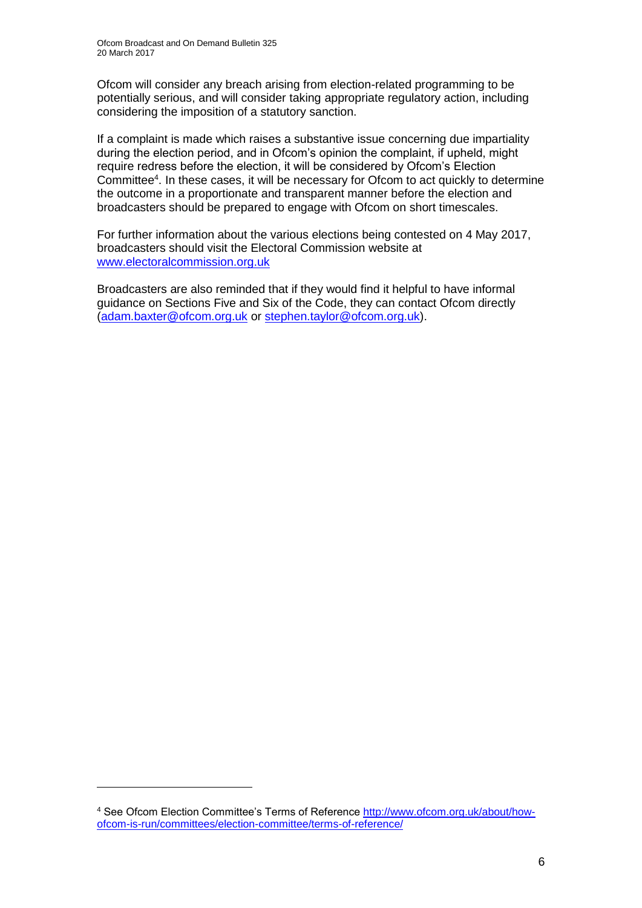Ofcom will consider any breach arising from election-related programming to be potentially serious, and will consider taking appropriate regulatory action, including considering the imposition of a statutory sanction.

If a complaint is made which raises a substantive issue concerning due impartiality during the election period, and in Ofcom's opinion the complaint, if upheld, might require redress before the election, it will be considered by Ofcom's Election Committee[4]. In these cases, it will be necessary for Ofcom to act quickly to determine the outcome in a proportionate and transparent manner before the election and broadcasters should be prepared to engage with Ofcom on short timescales.

For further information about the various elections being contested on 4 May 2017, broadcasters should visit the Electoral Commission website at [www.electoralcommission.org.uk](http://www.electoralcommission.org.uk)

Broadcasters are also reminded that if they would find it helpful to have informal guidance on Sections Five and Six of the Code, they can contact Ofcom directly ([adam.baxter@ofcom.org.uk](mailto:adam.baxter@ofcom.org.uk) or [stephen.taylor@ofcom.org.uk](mailto:stephen.taylor@ofcom.org.uk)).

---

[4] See Ofcom Election Committee's Terms of Reference [http://www.ofcom.org.uk/about/how-ofcom-is-run/committees/election-committee/terms-of-reference/](http://www.ofcom.org.uk/about/how-ofcom-is-run/committees/election-committee/terms-of-reference/)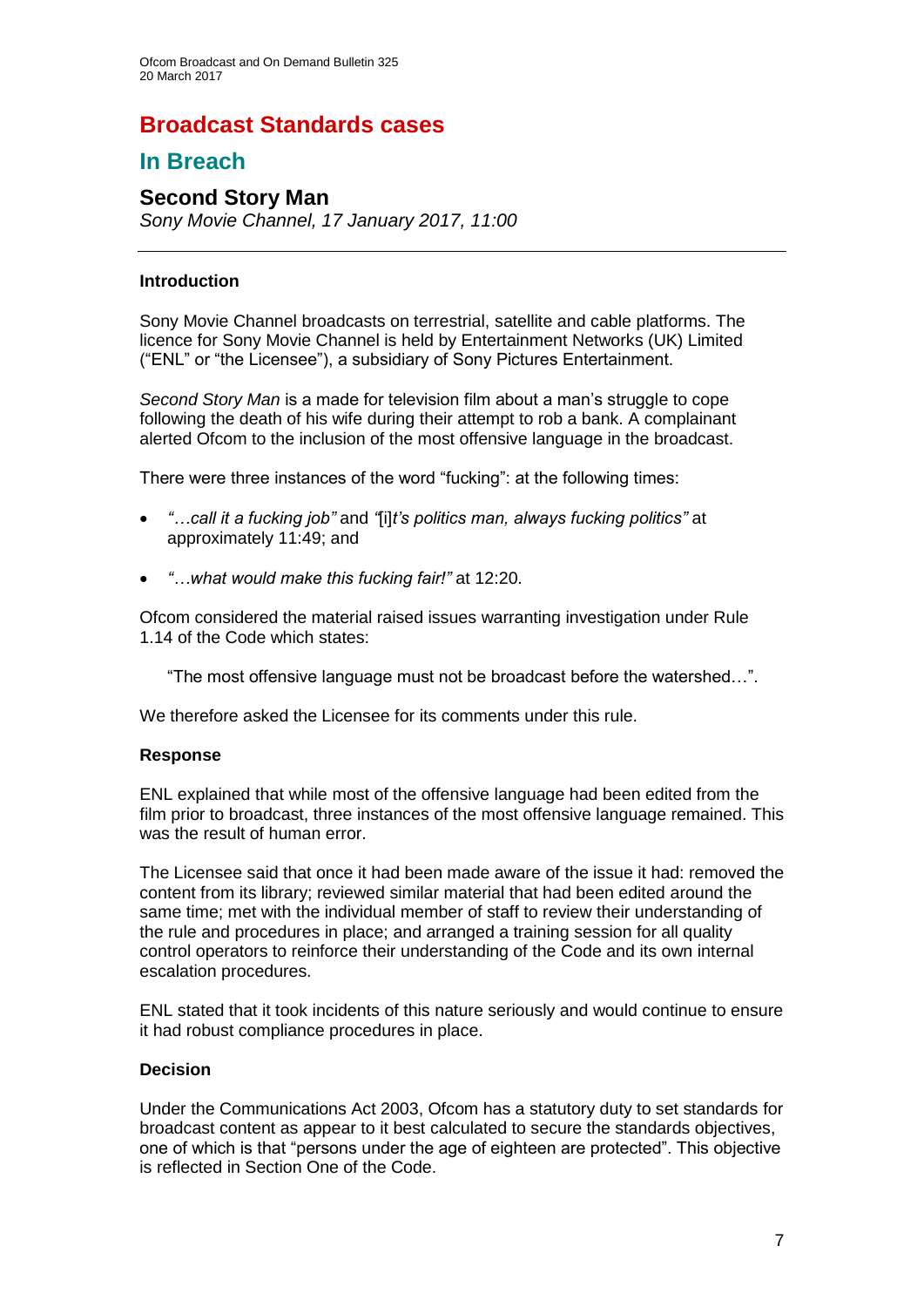# Broadcast Standards cases

## In Breach

### Second Story Man

*Sony Movie Channel, 17 January 2017, 11:00*

---

**Introduction**

Sony Movie Channel broadcasts on terrestrial, satellite and cable platforms. The licence for Sony Movie Channel is held by Entertainment Networks (UK) Limited ("ENL" or "the Licensee"), a subsidiary of Sony Pictures Entertainment.

*Second Story Man* is a made for television film about a man's struggle to cope following the death of his wife during their attempt to rob a bank. A complainant alerted Ofcom to the inclusion of the most offensive language in the broadcast.

There were three instances of the word "fucking": at the following times:

- *"…call it a fucking job"* and *"*[i]*t's politics man, always fucking politics"* at approximately 11:49; and
- *"…what would make this fucking fair!"* at 12:20.

Ofcom considered the material raised issues warranting investigation under Rule 1.14 of the Code which states:

> "The most offensive language must not be broadcast before the watershed…".

We therefore asked the Licensee for its comments under this rule.

**Response**

ENL explained that while most of the offensive language had been edited from the film prior to broadcast, three instances of the most offensive language remained. This was the result of human error.

The Licensee said that once it had been made aware of the issue it had: removed the content from its library; reviewed similar material that had been edited around the same time; met with the individual member of staff to review their understanding of the rule and procedures in place; and arranged a training session for all quality control operators to reinforce their understanding of the Code and its own internal escalation procedures.

ENL stated that it took incidents of this nature seriously and would continue to ensure it had robust compliance procedures in place.

**Decision**

Under the Communications Act 2003, Ofcom has a statutory duty to set standards for broadcast content as appear to it best calculated to secure the standards objectives, one of which is that "persons under the age of eighteen are protected". This objective is reflected in Section One of the Code.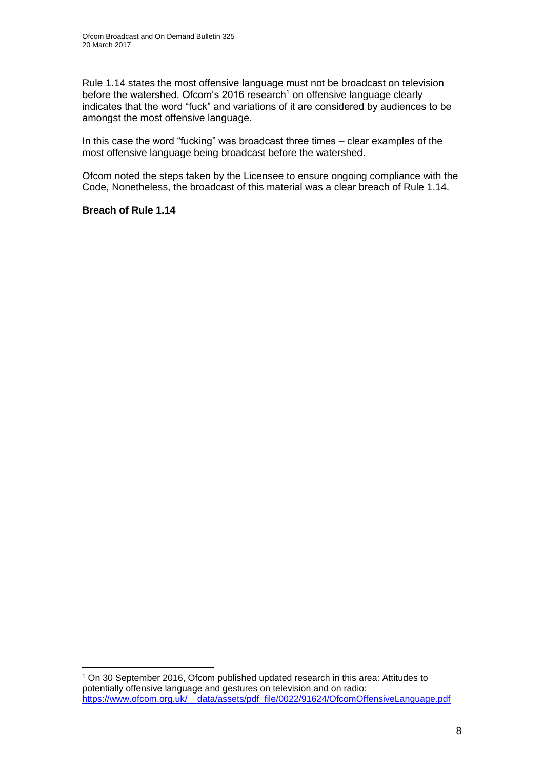Rule 1.14 states the most offensive language must not be broadcast on television before the watershed. Ofcom's 2016 research[1] on offensive language clearly indicates that the word "fuck" and variations of it are considered by audiences to be amongst the most offensive language.

In this case the word "fucking" was broadcast three times – clear examples of the most offensive language being broadcast before the watershed.

Ofcom noted the steps taken by the Licensee to ensure ongoing compliance with the Code, Nonetheless, the broadcast of this material was a clear breach of Rule 1.14.

**Breach of Rule 1.14**

---

[1] On 30 September 2016, Ofcom published updated research in this area: Attitudes to potentially offensive language and gestures on television and on radio: https://www.ofcom.org.uk/__data/assets/pdf_file/0022/91624/OfcomOffensiveLanguage.pdf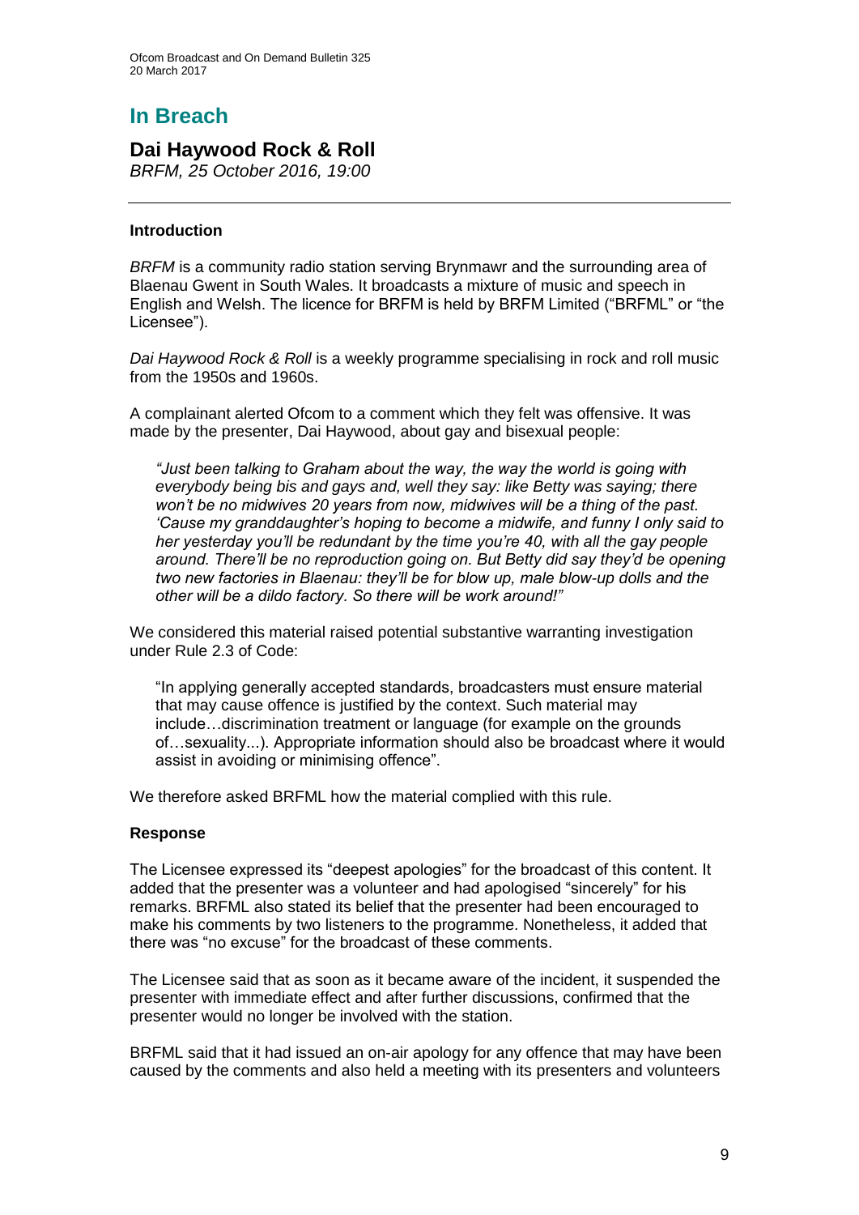# In Breach

## Dai Haywood Rock & Roll

*BRFM, 25 October 2016, 19:00*

### Introduction

*BRFM* is a community radio station serving Brynmawr and the surrounding area of Blaenau Gwent in South Wales. It broadcasts a mixture of music and speech in English and Welsh. The licence for BRFM is held by BRFM Limited ("BRFML" or "the Licensee").

*Dai Haywood Rock & Roll* is a weekly programme specialising in rock and roll music from the 1950s and 1960s.

A complainant alerted Ofcom to a comment which they felt was offensive. It was made by the presenter, Dai Haywood, about gay and bisexual people:

> *"Just been talking to Graham about the way, the way the world is going with everybody being bis and gays and, well they say: like Betty was saying; there won't be no midwives 20 years from now, midwives will be a thing of the past. 'Cause my granddaughter's hoping to become a midwife, and funny I only said to her yesterday you'll be redundant by the time you're 40, with all the gay people around. There'll be no reproduction going on. But Betty did say they'd be opening two new factories in Blaenau: they'll be for blow up, male blow-up dolls and the other will be a dildo factory. So there will be work around!"*

We considered this material raised potential substantive warranting investigation under Rule 2.3 of Code:

> "In applying generally accepted standards, broadcasters must ensure material that may cause offence is justified by the context. Such material may include…discrimination treatment or language (for example on the grounds of…sexuality...). Appropriate information should also be broadcast where it would assist in avoiding or minimising offence".

We therefore asked BRFML how the material complied with this rule.

### Response

The Licensee expressed its "deepest apologies" for the broadcast of this content. It added that the presenter was a volunteer and had apologised "sincerely" for his remarks. BRFML also stated its belief that the presenter had been encouraged to make his comments by two listeners to the programme. Nonetheless, it added that there was "no excuse" for the broadcast of these comments.

The Licensee said that as soon as it became aware of the incident, it suspended the presenter with immediate effect and after further discussions, confirmed that the presenter would no longer be involved with the station.

BRFML said that it had issued an on-air apology for any offence that may have been caused by the comments and also held a meeting with its presenters and volunteers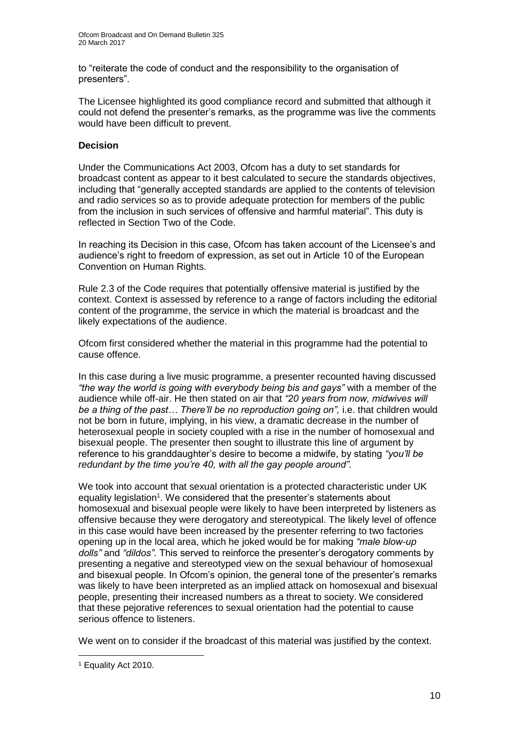to "reiterate the code of conduct and the responsibility to the organisation of presenters".

The Licensee highlighted its good compliance record and submitted that although it could not defend the presenter's remarks, as the programme was live the comments would have been difficult to prevent.

**Decision**

Under the Communications Act 2003, Ofcom has a duty to set standards for broadcast content as appear to it best calculated to secure the standards objectives, including that "generally accepted standards are applied to the contents of television and radio services so as to provide adequate protection for members of the public from the inclusion in such services of offensive and harmful material". This duty is reflected in Section Two of the Code.

In reaching its Decision in this case, Ofcom has taken account of the Licensee's and audience's right to freedom of expression, as set out in Article 10 of the European Convention on Human Rights.

Rule 2.3 of the Code requires that potentially offensive material is justified by the context. Context is assessed by reference to a range of factors including the editorial content of the programme, the service in which the material is broadcast and the likely expectations of the audience.

Ofcom first considered whether the material in this programme had the potential to cause offence.

In this case during a live music programme, a presenter recounted having discussed *"the way the world is going with everybody being bis and gays"* with a member of the audience while off-air. He then stated on air that *"20 years from now, midwives will be a thing of the past… There'll be no reproduction going on",* i.e. that children would not be born in future, implying, in his view, a dramatic decrease in the number of heterosexual people in society coupled with a rise in the number of homosexual and bisexual people. The presenter then sought to illustrate this line of argument by reference to his granddaughter's desire to become a midwife, by stating *"you'll be redundant by the time you're 40, with all the gay people around".*

We took into account that sexual orientation is a protected characteristic under UK equality legislation[1]. We considered that the presenter's statements about homosexual and bisexual people were likely to have been interpreted by listeners as offensive because they were derogatory and stereotypical. The likely level of offence in this case would have been increased by the presenter referring to two factories opening up in the local area, which he joked would be for making *"male blow-up dolls"* and *"dildos"*. This served to reinforce the presenter's derogatory comments by presenting a negative and stereotyped view on the sexual behaviour of homosexual and bisexual people. In Ofcom's opinion, the general tone of the presenter's remarks was likely to have been interpreted as an implied attack on homosexual and bisexual people, presenting their increased numbers as a threat to society. We considered that these pejorative references to sexual orientation had the potential to cause serious offence to listeners.

We went on to consider if the broadcast of this material was justified by the context.

[1] Equality Act 2010.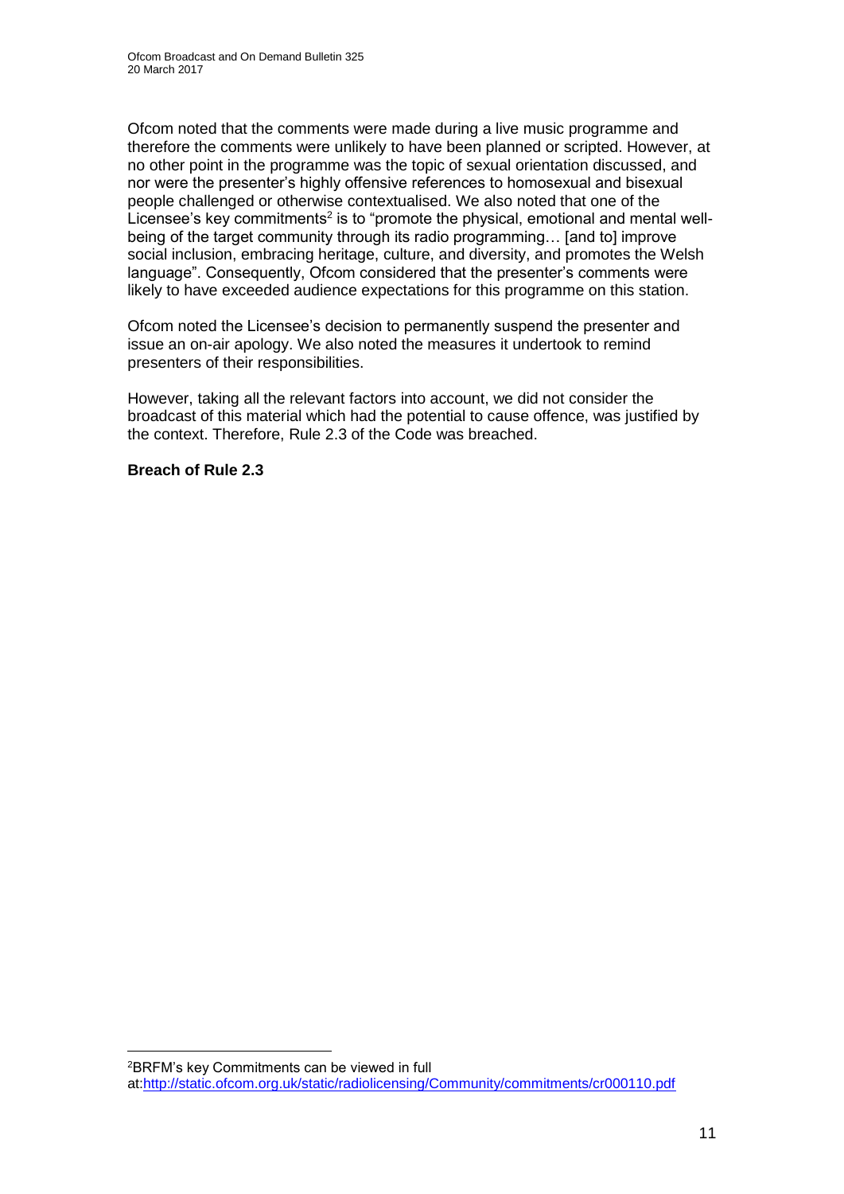Ofcom noted that the comments were made during a live music programme and therefore the comments were unlikely to have been planned or scripted. However, at no other point in the programme was the topic of sexual orientation discussed, and nor were the presenter's highly offensive references to homosexual and bisexual people challenged or otherwise contextualised. We also noted that one of the Licensee's key commitments[2] is to "promote the physical, emotional and mental well-being of the target community through its radio programming… [and to] improve social inclusion, embracing heritage, culture, and diversity, and promotes the Welsh language". Consequently, Ofcom considered that the presenter's comments were likely to have exceeded audience expectations for this programme on this station.

Ofcom noted the Licensee's decision to permanently suspend the presenter and issue an on-air apology. We also noted the measures it undertook to remind presenters of their responsibilities.

However, taking all the relevant factors into account, we did not consider the broadcast of this material which had the potential to cause offence, was justified by the context. Therefore, Rule 2.3 of the Code was breached.

**Breach of Rule 2.3**

---

[2] BRFM's key Commitments can be viewed in full at:http://static.ofcom.org.uk/static/radiolicensing/Community/commitments/cr000110.pdf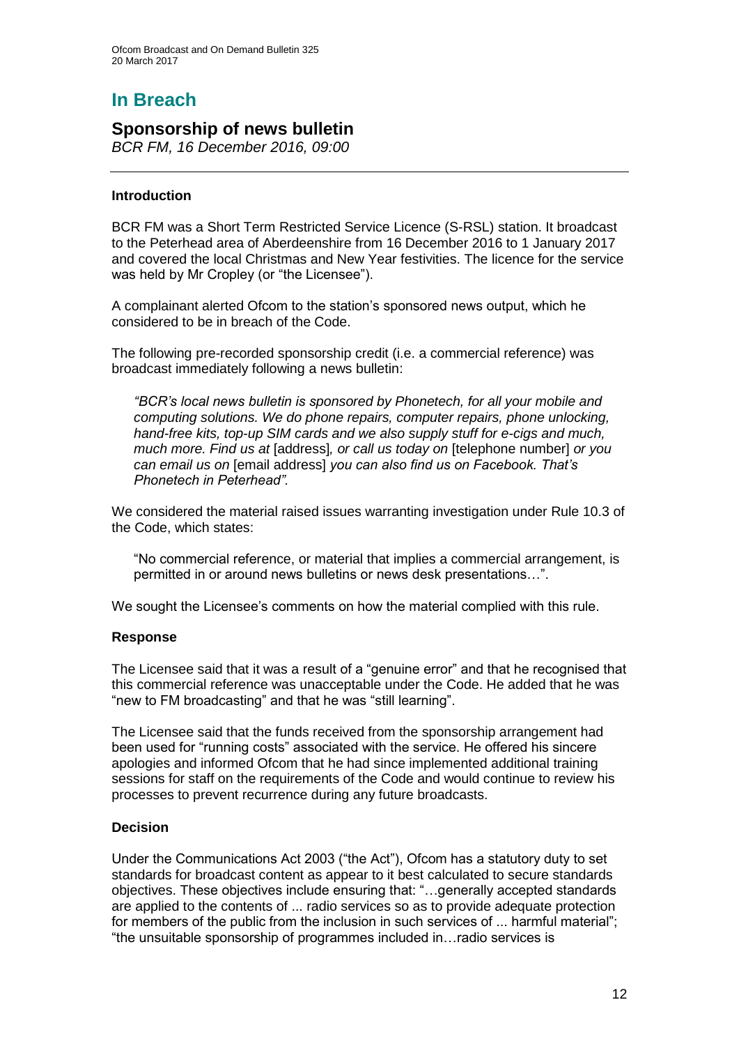# In Breach

## Sponsorship of news bulletin

*BCR FM, 16 December 2016, 09:00*

### Introduction

BCR FM was a Short Term Restricted Service Licence (S-RSL) station. It broadcast to the Peterhead area of Aberdeenshire from 16 December 2016 to 1 January 2017 and covered the local Christmas and New Year festivities. The licence for the service was held by Mr Cropley (or "the Licensee").

A complainant alerted Ofcom to the station's sponsored news output, which he considered to be in breach of the Code.

The following pre-recorded sponsorship credit (i.e. a commercial reference) was broadcast immediately following a news bulletin:

> *"BCR's local news bulletin is sponsored by Phonetech, for all your mobile and computing solutions. We do phone repairs, computer repairs, phone unlocking, hand-free kits, top-up SIM cards and we also supply stuff for e-cigs and much, much more. Find us at* [address]*, or call us today on* [telephone number] *or you can email us on* [email address] *you can also find us on Facebook. That's Phonetech in Peterhead".*

We considered the material raised issues warranting investigation under Rule 10.3 of the Code, which states:

> "No commercial reference, or material that implies a commercial arrangement, is permitted in or around news bulletins or news desk presentations…".

We sought the Licensee's comments on how the material complied with this rule.

### Response

The Licensee said that it was a result of a "genuine error" and that he recognised that this commercial reference was unacceptable under the Code. He added that he was "new to FM broadcasting" and that he was "still learning".

The Licensee said that the funds received from the sponsorship arrangement had been used for "running costs" associated with the service. He offered his sincere apologies and informed Ofcom that he had since implemented additional training sessions for staff on the requirements of the Code and would continue to review his processes to prevent recurrence during any future broadcasts.

### Decision

Under the Communications Act 2003 ("the Act"), Ofcom has a statutory duty to set standards for broadcast content as appear to it best calculated to secure standards objectives. These objectives include ensuring that: "…generally accepted standards are applied to the contents of ... radio services so as to provide adequate protection for members of the public from the inclusion in such services of ... harmful material"; "the unsuitable sponsorship of programmes included in…radio services is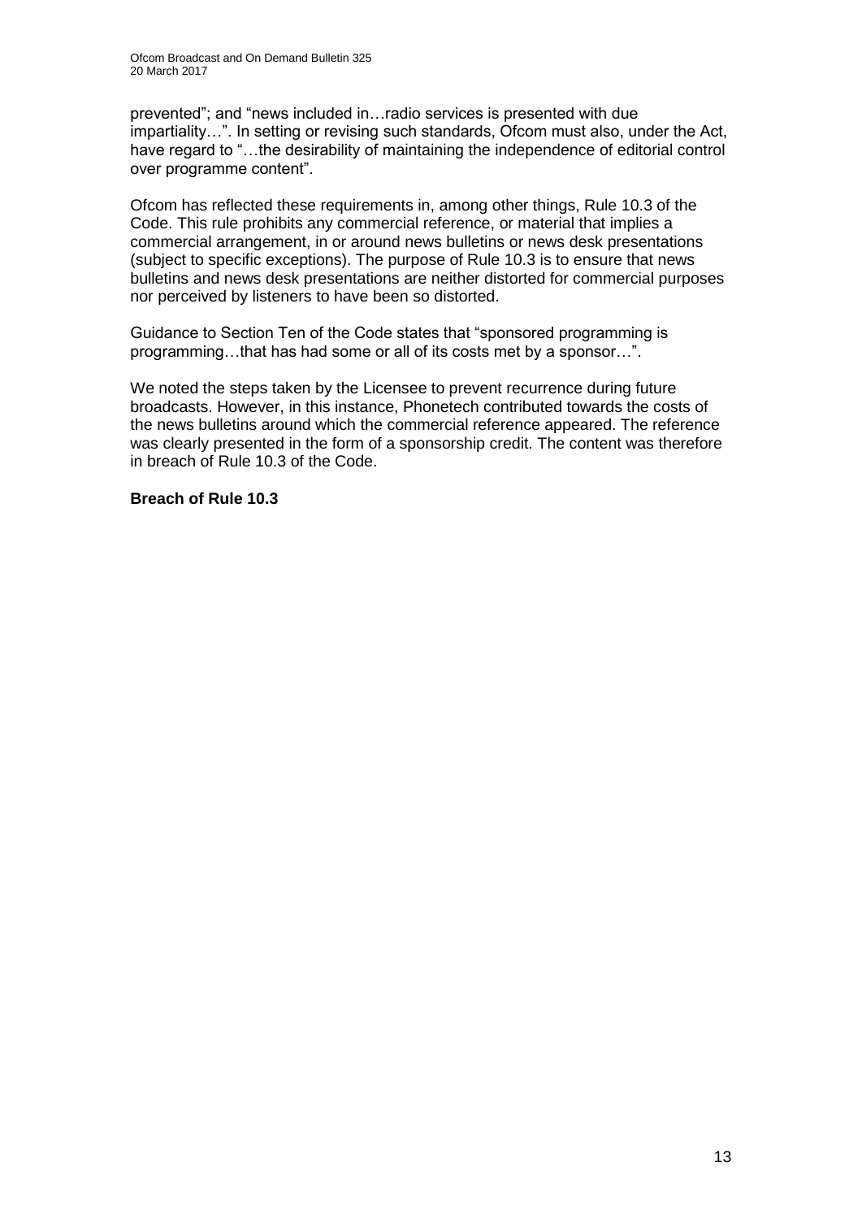prevented"; and "news included in…radio services is presented with due impartiality…". In setting or revising such standards, Ofcom must also, under the Act, have regard to "…the desirability of maintaining the independence of editorial control over programme content".

Ofcom has reflected these requirements in, among other things, Rule 10.3 of the Code. This rule prohibits any commercial reference, or material that implies a commercial arrangement, in or around news bulletins or news desk presentations (subject to specific exceptions). The purpose of Rule 10.3 is to ensure that news bulletins and news desk presentations are neither distorted for commercial purposes nor perceived by listeners to have been so distorted.

Guidance to Section Ten of the Code states that "sponsored programming is programming…that has had some or all of its costs met by a sponsor…".

We noted the steps taken by the Licensee to prevent recurrence during future broadcasts. However, in this instance, Phonetech contributed towards the costs of the news bulletins around which the commercial reference appeared. The reference was clearly presented in the form of a sponsorship credit. The content was therefore in breach of Rule 10.3 of the Code.

**Breach of Rule 10.3**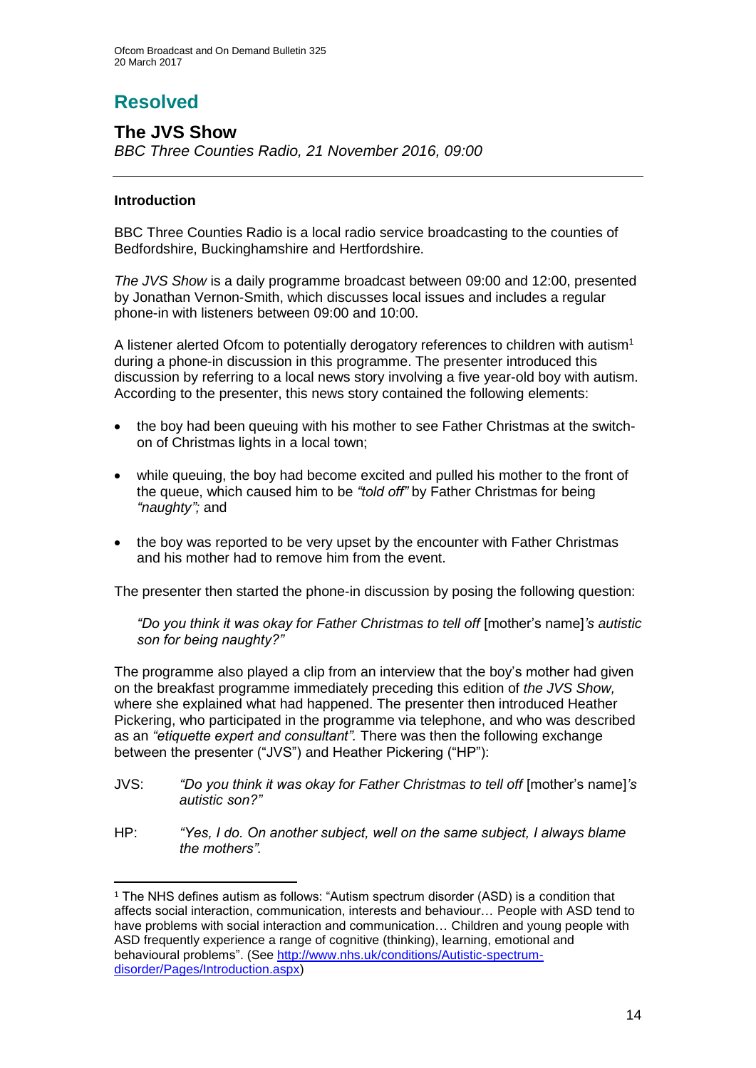# Resolved

## The JVS Show

*BBC Three Counties Radio, 21 November 2016, 09:00*

---

### Introduction

BBC Three Counties Radio is a local radio service broadcasting to the counties of Bedfordshire, Buckinghamshire and Hertfordshire.

*The JVS Show* is a daily programme broadcast between 09:00 and 12:00, presented by Jonathan Vernon-Smith, which discusses local issues and includes a regular phone-in with listeners between 09:00 and 10:00.

A listener alerted Ofcom to potentially derogatory references to children with autism[1] during a phone-in discussion in this programme. The presenter introduced this discussion by referring to a local news story involving a five year-old boy with autism. According to the presenter, this news story contained the following elements:

- the boy had been queuing with his mother to see Father Christmas at the switch-on of Christmas lights in a local town;
- while queuing, the boy had become excited and pulled his mother to the front of the queue, which caused him to be *"told off"* by Father Christmas for being *"naughty";* and
- the boy was reported to be very upset by the encounter with Father Christmas and his mother had to remove him from the event.

The presenter then started the phone-in discussion by posing the following question:

> *"Do you think it was okay for Father Christmas to tell off* [mother's name]*'s autistic son for being naughty?"*

The programme also played a clip from an interview that the boy's mother had given on the breakfast programme immediately preceding this edition of *the JVS Show,* where she explained what had happened. The presenter then introduced Heather Pickering, who participated in the programme via telephone, and who was described as an *"etiquette expert and consultant".* There was then the following exchange between the presenter ("JVS") and Heather Pickering ("HP"):

JVS: *"Do you think it was okay for Father Christmas to tell off* [mother's name]*'s autistic son?"*

HP: *"Yes, I do. On another subject, well on the same subject, I always blame the mothers".*

---

[1] The NHS defines autism as follows: "Autism spectrum disorder (ASD) is a condition that affects social interaction, communication, interests and behaviour… People with ASD tend to have problems with social interaction and communication… Children and young people with ASD frequently experience a range of cognitive (thinking), learning, emotional and behavioural problems". (See http://www.nhs.uk/conditions/Autistic-spectrum-disorder/Pages/Introduction.aspx)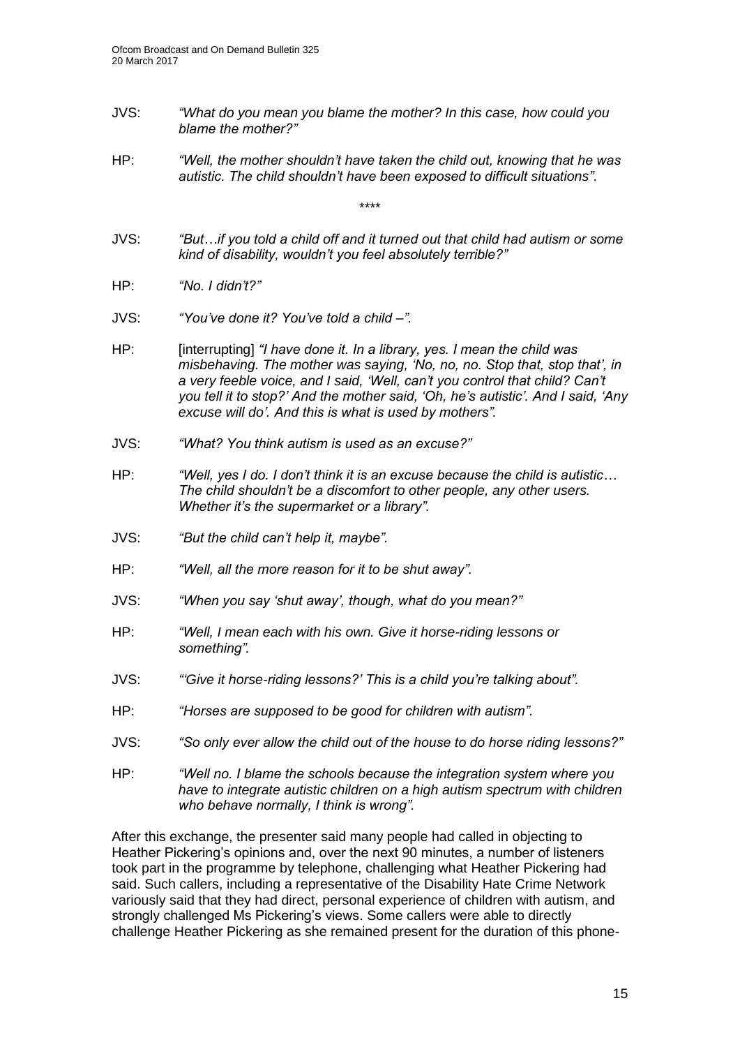JVS: *"What do you mean you blame the mother? In this case, how could you blame the mother?"*

HP: *"Well, the mother shouldn't have taken the child out, knowing that he was autistic. The child shouldn't have been exposed to difficult situations".*

\*\*\*\*

JVS: *"But…if you told a child off and it turned out that child had autism or some kind of disability, wouldn't you feel absolutely terrible?"*

HP: *"No. I didn't?"*

JVS: *"You've done it? You've told a child –".*

HP: [interrupting] *"I have done it. In a library, yes. I mean the child was misbehaving. The mother was saying, 'No, no, no. Stop that, stop that', in a very feeble voice, and I said, 'Well, can't you control that child? Can't you tell it to stop?' And the mother said, 'Oh, he's autistic'. And I said, 'Any excuse will do'. And this is what is used by mothers".*

JVS: *"What? You think autism is used as an excuse?"*

HP: *"Well, yes I do. I don't think it is an excuse because the child is autistic… The child shouldn't be a discomfort to other people, any other users. Whether it's the supermarket or a library".*

JVS: *"But the child can't help it, maybe".*

HP: *"Well, all the more reason for it to be shut away".*

JVS: *"When you say 'shut away', though, what do you mean?"*

HP: *"Well, I mean each with his own. Give it horse-riding lessons or something".*

JVS: *"'Give it horse-riding lessons?' This is a child you're talking about".*

HP: *"Horses are supposed to be good for children with autism".*

JVS: *"So only ever allow the child out of the house to do horse riding lessons?"*

HP: *"Well no. I blame the schools because the integration system where you have to integrate autistic children on a high autism spectrum with children who behave normally, I think is wrong".*

After this exchange, the presenter said many people had called in objecting to Heather Pickering's opinions and, over the next 90 minutes, a number of listeners took part in the programme by telephone, challenging what Heather Pickering had said. Such callers, including a representative of the Disability Hate Crime Network variously said that they had direct, personal experience of children with autism, and strongly challenged Ms Pickering's views. Some callers were able to directly challenge Heather Pickering as she remained present for the duration of this phone-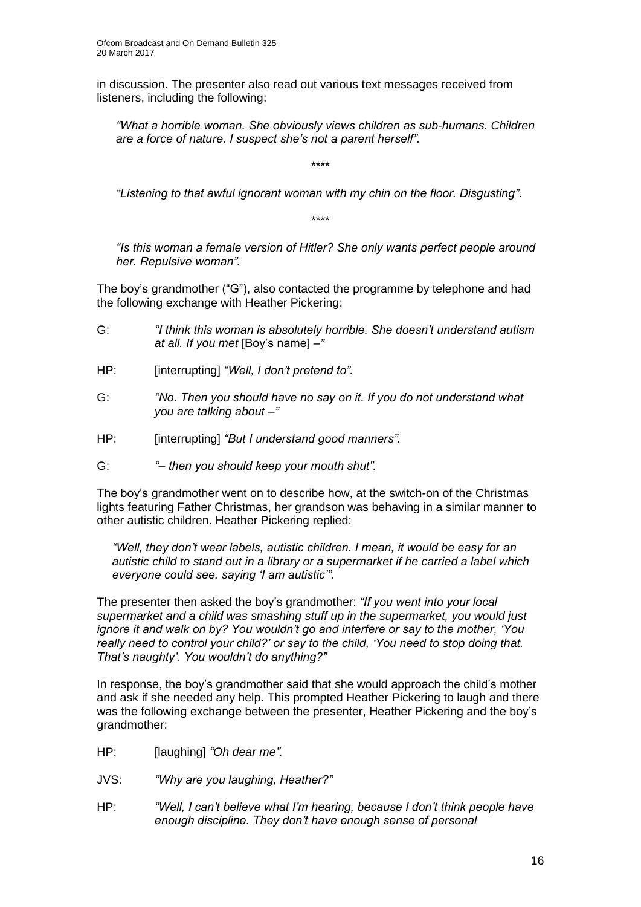in discussion. The presenter also read out various text messages received from listeners, including the following:

> *"What a horrible woman. She obviously views children as sub-humans. Children are a force of nature. I suspect she's not a parent herself".*
>
> \*\*\*\*
>
> *"Listening to that awful ignorant woman with my chin on the floor. Disgusting"*.
>
> \*\*\*\*
>
> *"Is this woman a female version of Hitler? She only wants perfect people around her. Repulsive woman"*.

The boy's grandmother ("G"), also contacted the programme by telephone and had the following exchange with Heather Pickering:

G: *"I think this woman is absolutely horrible. She doesn't understand autism at all. If you met* [Boy's name] *–"*

HP: [interrupting] *"Well, I don't pretend to".*

G: *"No. Then you should have no say on it. If you do not understand what you are talking about –"*

HP: [interrupting] *"But I understand good manners".*

G: *"– then you should keep your mouth shut".*

The boy's grandmother went on to describe how, at the switch-on of the Christmas lights featuring Father Christmas, her grandson was behaving in a similar manner to other autistic children. Heather Pickering replied:

> *"Well, they don't wear labels, autistic children. I mean, it would be easy for an autistic child to stand out in a library or a supermarket if he carried a label which everyone could see, saying 'I am autistic'"*.

The presenter then asked the boy's grandmother: *"If you went into your local supermarket and a child was smashing stuff up in the supermarket, you would just ignore it and walk on by? You wouldn't go and interfere or say to the mother, 'You really need to control your child?' or say to the child, 'You need to stop doing that. That's naughty'. You wouldn't do anything?"*

In response, the boy's grandmother said that she would approach the child's mother and ask if she needed any help. This prompted Heather Pickering to laugh and there was the following exchange between the presenter, Heather Pickering and the boy's grandmother:

HP: [laughing] *"Oh dear me".*

JVS: *"Why are you laughing, Heather?"*

HP: *"Well, I can't believe what I'm hearing, because I don't think people have enough discipline. They don't have enough sense of personal*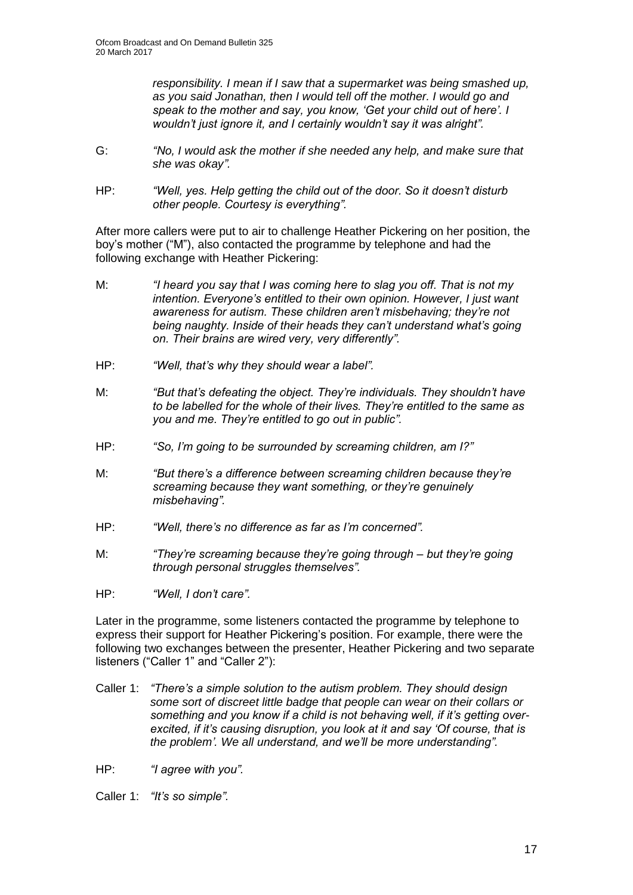*responsibility. I mean if I saw that a supermarket was being smashed up, as you said Jonathan, then I would tell off the mother. I would go and speak to the mother and say, you know, 'Get your child out of here'. I wouldn't just ignore it, and I certainly wouldn't say it was alright".*

G: *"No, I would ask the mother if she needed any help, and make sure that she was okay".*

HP: *"Well, yes. Help getting the child out of the door. So it doesn't disturb other people. Courtesy is everything".*

After more callers were put to air to challenge Heather Pickering on her position, the boy's mother ("M"), also contacted the programme by telephone and had the following exchange with Heather Pickering:

M: *"I heard you say that I was coming here to slag you off. That is not my intention. Everyone's entitled to their own opinion. However, I just want awareness for autism. These children aren't misbehaving; they're not being naughty. Inside of their heads they can't understand what's going on. Their brains are wired very, very differently".*

HP: *"Well, that's why they should wear a label".*

M: *"But that's defeating the object. They're individuals. They shouldn't have to be labelled for the whole of their lives. They're entitled to the same as you and me. They're entitled to go out in public".*

HP: *"So, I'm going to be surrounded by screaming children, am I?"*

M: *"But there's a difference between screaming children because they're screaming because they want something, or they're genuinely misbehaving".*

HP: *"Well, there's no difference as far as I'm concerned".*

M: *"They're screaming because they're going through – but they're going through personal struggles themselves".*

HP: *"Well, I don't care".*

Later in the programme, some listeners contacted the programme by telephone to express their support for Heather Pickering's position. For example, there were the following two exchanges between the presenter, Heather Pickering and two separate listeners ("Caller 1" and "Caller 2"):

Caller 1: *"There's a simple solution to the autism problem. They should design some sort of discreet little badge that people can wear on their collars or something and you know if a child is not behaving well, if it's getting over-excited, if it's causing disruption, you look at it and say 'Of course, that is the problem'. We all understand, and we'll be more understanding".*

HP: *"I agree with you".*

Caller 1: *"It's so simple".*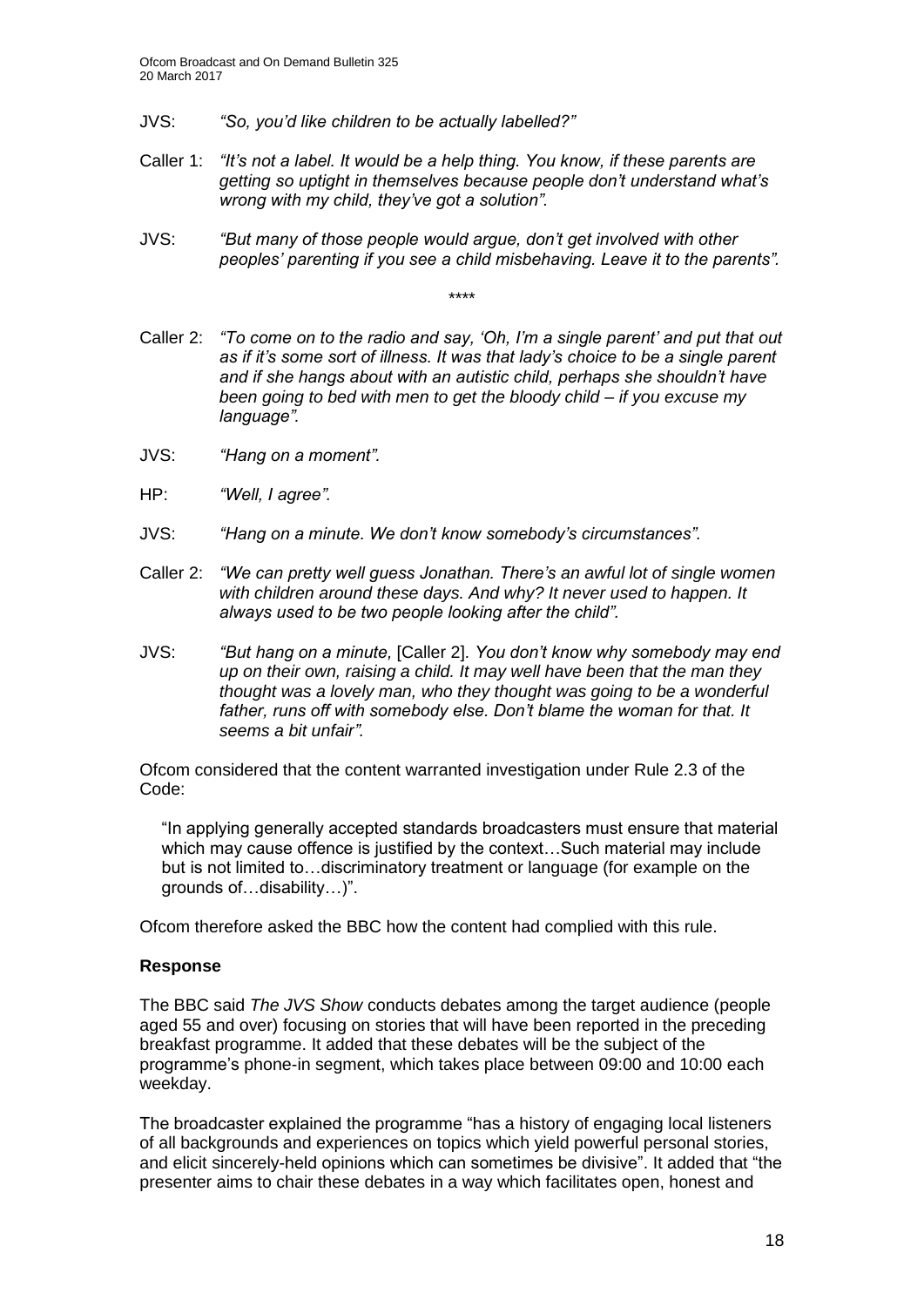JVS: *"So, you'd like children to be actually labelled?"*

Caller 1: *"It's not a label. It would be a help thing. You know, if these parents are getting so uptight in themselves because people don't understand what's wrong with my child, they've got a solution".*

JVS: *"But many of those people would argue, don't get involved with other peoples' parenting if you see a child misbehaving. Leave it to the parents".*

\*\*\*\*

Caller 2: *"To come on to the radio and say, 'Oh, I'm a single parent' and put that out as if it's some sort of illness. It was that lady's choice to be a single parent and if she hangs about with an autistic child, perhaps she shouldn't have been going to bed with men to get the bloody child – if you excuse my language".*

JVS: *"Hang on a moment".*

HP: *"Well, I agree".*

JVS: *"Hang on a minute. We don't know somebody's circumstances".*

Caller 2: *"We can pretty well guess Jonathan. There's an awful lot of single women with children around these days. And why? It never used to happen. It always used to be two people looking after the child".*

JVS: *"But hang on a minute,* [Caller 2]*. You don't know why somebody may end up on their own, raising a child. It may well have been that the man they thought was a lovely man, who they thought was going to be a wonderful father, runs off with somebody else. Don't blame the woman for that. It seems a bit unfair".*

Ofcom considered that the content warranted investigation under Rule 2.3 of the Code:

> "In applying generally accepted standards broadcasters must ensure that material which may cause offence is justified by the context…Such material may include but is not limited to…discriminatory treatment or language (for example on the grounds of…disability…)".

Ofcom therefore asked the BBC how the content had complied with this rule.

**Response**

The BBC said *The JVS Show* conducts debates among the target audience (people aged 55 and over) focusing on stories that will have been reported in the preceding breakfast programme. It added that these debates will be the subject of the programme's phone-in segment, which takes place between 09:00 and 10:00 each weekday.

The broadcaster explained the programme "has a history of engaging local listeners of all backgrounds and experiences on topics which yield powerful personal stories, and elicit sincerely-held opinions which can sometimes be divisive". It added that "the presenter aims to chair these debates in a way which facilitates open, honest and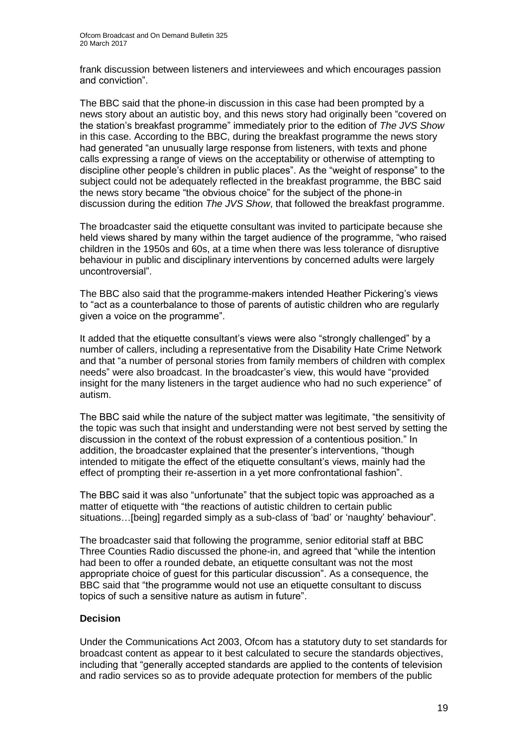frank discussion between listeners and interviewees and which encourages passion and conviction".

The BBC said that the phone-in discussion in this case had been prompted by a news story about an autistic boy, and this news story had originally been "covered on the station's breakfast programme" immediately prior to the edition of *The JVS Show* in this case. According to the BBC, during the breakfast programme the news story had generated "an unusually large response from listeners, with texts and phone calls expressing a range of views on the acceptability or otherwise of attempting to discipline other people's children in public places". As the "weight of response" to the subject could not be adequately reflected in the breakfast programme, the BBC said the news story became "the obvious choice" for the subject of the phone-in discussion during the edition *The JVS Show*, that followed the breakfast programme.

The broadcaster said the etiquette consultant was invited to participate because she held views shared by many within the target audience of the programme, "who raised children in the 1950s and 60s, at a time when there was less tolerance of disruptive behaviour in public and disciplinary interventions by concerned adults were largely uncontroversial".

The BBC also said that the programme-makers intended Heather Pickering's views to "act as a counterbalance to those of parents of autistic children who are regularly given a voice on the programme".

It added that the etiquette consultant's views were also "strongly challenged" by a number of callers, including a representative from the Disability Hate Crime Network and that "a number of personal stories from family members of children with complex needs" were also broadcast. In the broadcaster's view, this would have "provided insight for the many listeners in the target audience who had no such experience" of autism.

The BBC said while the nature of the subject matter was legitimate, "the sensitivity of the topic was such that insight and understanding were not best served by setting the discussion in the context of the robust expression of a contentious position." In addition, the broadcaster explained that the presenter's interventions, "though intended to mitigate the effect of the etiquette consultant's views, mainly had the effect of prompting their re-assertion in a yet more confrontational fashion".

The BBC said it was also "unfortunate" that the subject topic was approached as a matter of etiquette with "the reactions of autistic children to certain public situations…[being] regarded simply as a sub-class of 'bad' or 'naughty' behaviour".

The broadcaster said that following the programme, senior editorial staff at BBC Three Counties Radio discussed the phone-in, and agreed that "while the intention had been to offer a rounded debate, an etiquette consultant was not the most appropriate choice of guest for this particular discussion". As a consequence, the BBC said that "the programme would not use an etiquette consultant to discuss topics of such a sensitive nature as autism in future".

**Decision**

Under the Communications Act 2003, Ofcom has a statutory duty to set standards for broadcast content as appear to it best calculated to secure the standards objectives, including that "generally accepted standards are applied to the contents of television and radio services so as to provide adequate protection for members of the public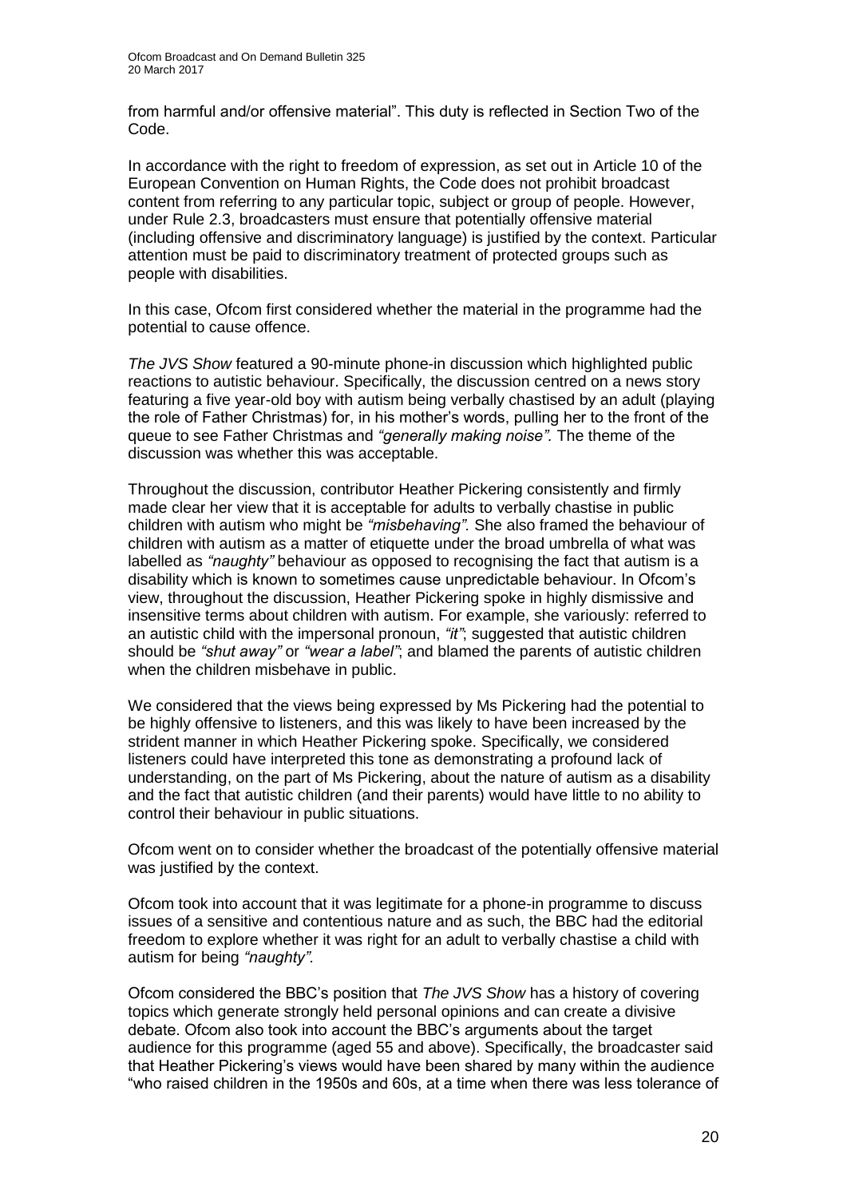from harmful and/or offensive material". This duty is reflected in Section Two of the Code.

In accordance with the right to freedom of expression, as set out in Article 10 of the European Convention on Human Rights, the Code does not prohibit broadcast content from referring to any particular topic, subject or group of people. However, under Rule 2.3, broadcasters must ensure that potentially offensive material (including offensive and discriminatory language) is justified by the context. Particular attention must be paid to discriminatory treatment of protected groups such as people with disabilities.

In this case, Ofcom first considered whether the material in the programme had the potential to cause offence.

*The JVS Show* featured a 90-minute phone-in discussion which highlighted public reactions to autistic behaviour. Specifically, the discussion centred on a news story featuring a five year-old boy with autism being verbally chastised by an adult (playing the role of Father Christmas) for, in his mother's words, pulling her to the front of the queue to see Father Christmas and *"generally making noise".* The theme of the discussion was whether this was acceptable.

Throughout the discussion, contributor Heather Pickering consistently and firmly made clear her view that it is acceptable for adults to verbally chastise in public children with autism who might be *"misbehaving".* She also framed the behaviour of children with autism as a matter of etiquette under the broad umbrella of what was labelled as *"naughty"* behaviour as opposed to recognising the fact that autism is a disability which is known to sometimes cause unpredictable behaviour. In Ofcom's view, throughout the discussion, Heather Pickering spoke in highly dismissive and insensitive terms about children with autism. For example, she variously: referred to an autistic child with the impersonal pronoun, *"it"*; suggested that autistic children should be *"shut away"* or *"wear a label"*; and blamed the parents of autistic children when the children misbehave in public.

We considered that the views being expressed by Ms Pickering had the potential to be highly offensive to listeners, and this was likely to have been increased by the strident manner in which Heather Pickering spoke. Specifically, we considered listeners could have interpreted this tone as demonstrating a profound lack of understanding, on the part of Ms Pickering, about the nature of autism as a disability and the fact that autistic children (and their parents) would have little to no ability to control their behaviour in public situations.

Ofcom went on to consider whether the broadcast of the potentially offensive material was justified by the context.

Ofcom took into account that it was legitimate for a phone-in programme to discuss issues of a sensitive and contentious nature and as such, the BBC had the editorial freedom to explore whether it was right for an adult to verbally chastise a child with autism for being *"naughty".*

Ofcom considered the BBC's position that *The JVS Show* has a history of covering topics which generate strongly held personal opinions and can create a divisive debate. Ofcom also took into account the BBC's arguments about the target audience for this programme (aged 55 and above). Specifically, the broadcaster said that Heather Pickering's views would have been shared by many within the audience "who raised children in the 1950s and 60s, at a time when there was less tolerance of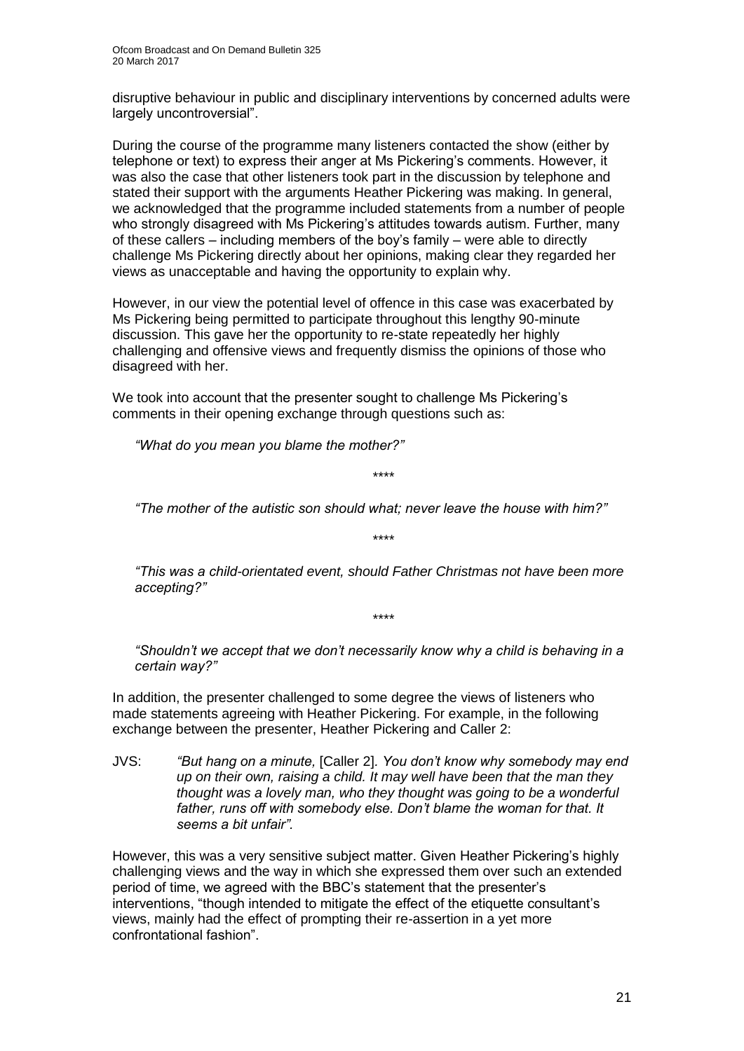disruptive behaviour in public and disciplinary interventions by concerned adults were largely uncontroversial".

During the course of the programme many listeners contacted the show (either by telephone or text) to express their anger at Ms Pickering's comments. However, it was also the case that other listeners took part in the discussion by telephone and stated their support with the arguments Heather Pickering was making. In general, we acknowledged that the programme included statements from a number of people who strongly disagreed with Ms Pickering's attitudes towards autism. Further, many of these callers – including members of the boy's family – were able to directly challenge Ms Pickering directly about her opinions, making clear they regarded her views as unacceptable and having the opportunity to explain why.

However, in our view the potential level of offence in this case was exacerbated by Ms Pickering being permitted to participate throughout this lengthy 90-minute discussion. This gave her the opportunity to re-state repeatedly her highly challenging and offensive views and frequently dismiss the opinions of those who disagreed with her.

We took into account that the presenter sought to challenge Ms Pickering's comments in their opening exchange through questions such as:

> *"What do you mean you blame the mother?"*
>
> \*\*\*\*
>
> *"The mother of the autistic son should what; never leave the house with him?"*
>
> \*\*\*\*
>
> *"This was a child-orientated event, should Father Christmas not have been more accepting?"*
>
> \*\*\*\*
>
> *"Shouldn't we accept that we don't necessarily know why a child is behaving in a certain way?"*

In addition, the presenter challenged to some degree the views of listeners who made statements agreeing with Heather Pickering. For example, in the following exchange between the presenter, Heather Pickering and Caller 2:

JVS: *"But hang on a minute,* [Caller 2]*. You don't know why somebody may end up on their own, raising a child. It may well have been that the man they thought was a lovely man, who they thought was going to be a wonderful father, runs off with somebody else. Don't blame the woman for that. It seems a bit unfair".*

However, this was a very sensitive subject matter. Given Heather Pickering's highly challenging views and the way in which she expressed them over such an extended period of time, we agreed with the BBC's statement that the presenter's interventions, "though intended to mitigate the effect of the etiquette consultant's views, mainly had the effect of prompting their re-assertion in a yet more confrontational fashion".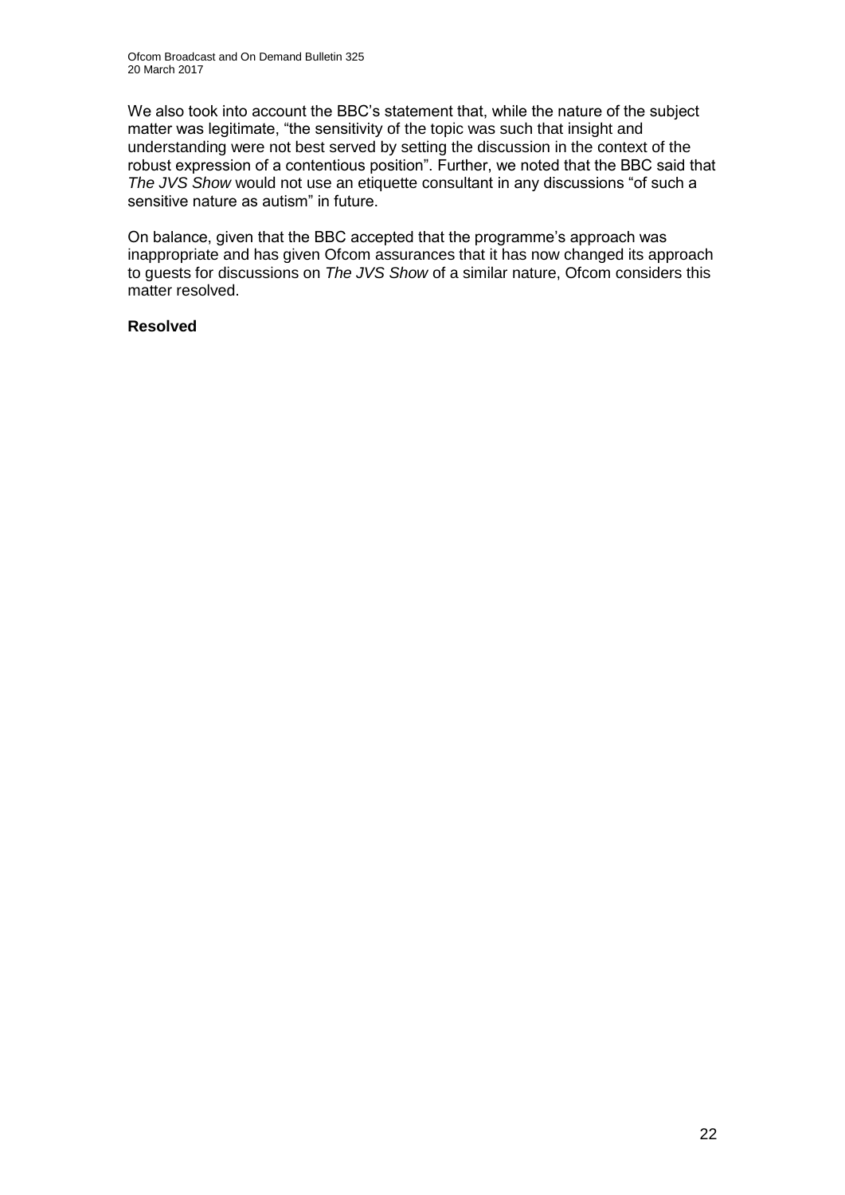We also took into account the BBC's statement that, while the nature of the subject matter was legitimate, "the sensitivity of the topic was such that insight and understanding were not best served by setting the discussion in the context of the robust expression of a contentious position". Further, we noted that the BBC said that *The JVS Show* would not use an etiquette consultant in any discussions "of such a sensitive nature as autism" in future.

On balance, given that the BBC accepted that the programme's approach was inappropriate and has given Ofcom assurances that it has now changed its approach to guests for discussions on *The JVS Show* of a similar nature, Ofcom considers this matter resolved.

**Resolved**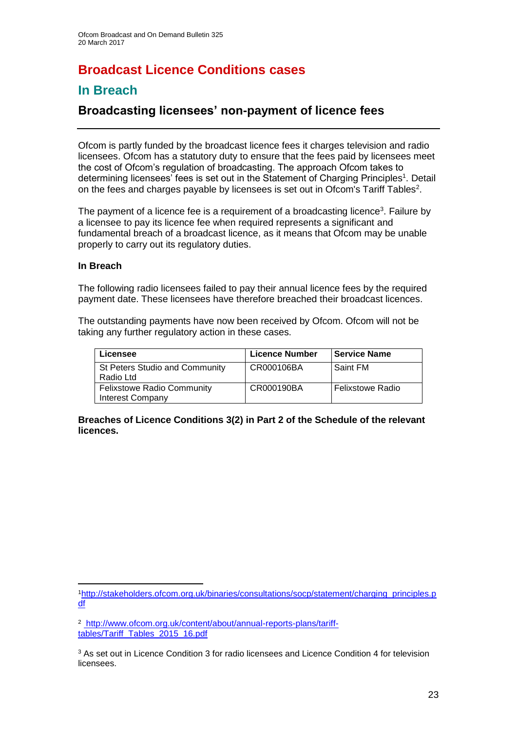# Broadcast Licence Conditions cases

## In Breach

### Broadcasting licensees' non-payment of licence fees

Ofcom is partly funded by the broadcast licence fees it charges television and radio licensees. Ofcom has a statutory duty to ensure that the fees paid by licensees meet the cost of Ofcom's regulation of broadcasting. The approach Ofcom takes to determining licensees' fees is set out in the Statement of Charging Principles[1]. Detail on the fees and charges payable by licensees is set out in Ofcom's Tariff Tables[2].

The payment of a licence fee is a requirement of a broadcasting licence[3]. Failure by a licensee to pay its licence fee when required represents a significant and fundamental breach of a broadcast licence, as it means that Ofcom may be unable properly to carry out its regulatory duties.

**In Breach**

The following radio licensees failed to pay their annual licence fees by the required payment date. These licensees have therefore breached their broadcast licences.

The outstanding payments have now been received by Ofcom. Ofcom will not be taking any further regulatory action in these cases.

| Licensee | Licence Number | Service Name |
|---|---|---|
| St Peters Studio and Community Radio Ltd | CR000106BA | Saint FM |
| Felixstowe Radio Community Interest Company | CR000190BA | Felixstowe Radio |

**Breaches of Licence Conditions 3(2) in Part 2 of the Schedule of the relevant licences.**

---

[1] http://stakeholders.ofcom.org.uk/binaries/consultations/socp/statement/charging_principles.pdf

[2] http://www.ofcom.org.uk/content/about/annual-reports-plans/tariff-tables/Tariff_Tables_2015_16.pdf

[3] As set out in Licence Condition 3 for radio licensees and Licence Condition 4 for television licensees.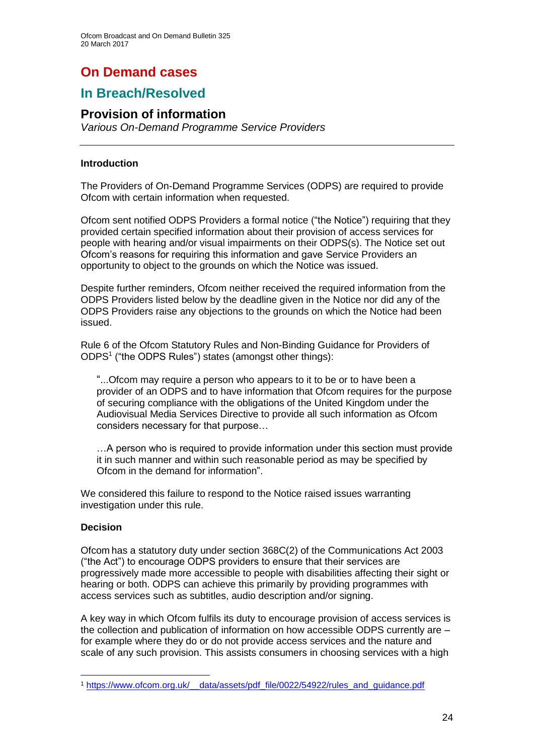# On Demand cases

## In Breach/Resolved

### Provision of information

*Various On-Demand Programme Service Providers*

---

**Introduction**

The Providers of On-Demand Programme Services (ODPS) are required to provide Ofcom with certain information when requested.

Ofcom sent notified ODPS Providers a formal notice ("the Notice") requiring that they provided certain specified information about their provision of access services for people with hearing and/or visual impairments on their ODPS(s). The Notice set out Ofcom's reasons for requiring this information and gave Service Providers an opportunity to object to the grounds on which the Notice was issued.

Despite further reminders, Ofcom neither received the required information from the ODPS Providers listed below by the deadline given in the Notice nor did any of the ODPS Providers raise any objections to the grounds on which the Notice had been issued.

Rule 6 of the Ofcom Statutory Rules and Non-Binding Guidance for Providers of ODPS[1] ("the ODPS Rules") states (amongst other things):

> "...Ofcom may require a person who appears to it to be or to have been a provider of an ODPS and to have information that Ofcom requires for the purpose of securing compliance with the obligations of the United Kingdom under the Audiovisual Media Services Directive to provide all such information as Ofcom considers necessary for that purpose…
>
> …A person who is required to provide information under this section must provide it in such manner and within such reasonable period as may be specified by Ofcom in the demand for information".

We considered this failure to respond to the Notice raised issues warranting investigation under this rule.

**Decision**

Ofcom has a statutory duty under section 368C(2) of the Communications Act 2003 ("the Act") to encourage ODPS providers to ensure that their services are progressively made more accessible to people with disabilities affecting their sight or hearing or both. ODPS can achieve this primarily by providing programmes with access services such as subtitles, audio description and/or signing.

A key way in which Ofcom fulfils its duty to encourage provision of access services is the collection and publication of information on how accessible ODPS currently are – for example where they do or do not provide access services and the nature and scale of any such provision. This assists consumers in choosing services with a high

---

[1] https://www.ofcom.org.uk/__data/assets/pdf_file/0022/54922/rules_and_guidance.pdf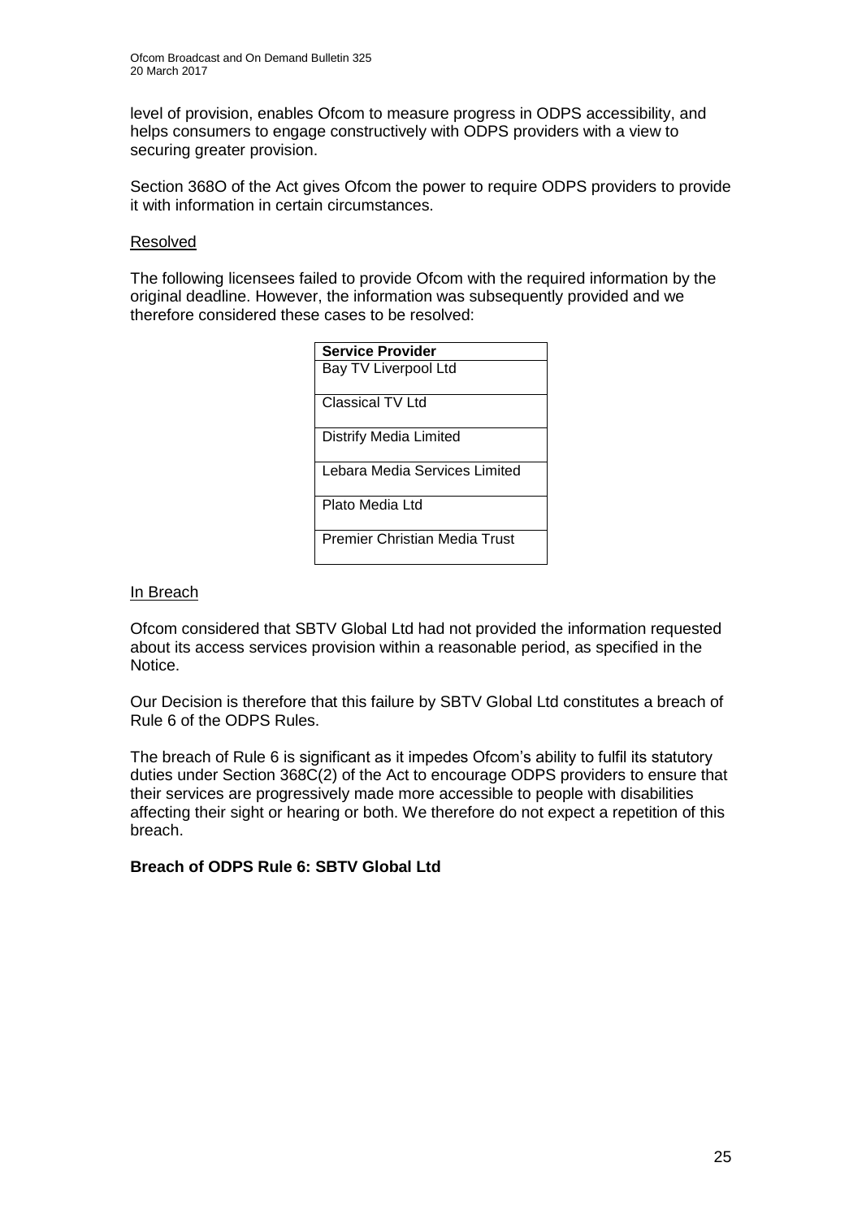level of provision, enables Ofcom to measure progress in ODPS accessibility, and helps consumers to engage constructively with ODPS providers with a view to securing greater provision.

Section 368O of the Act gives Ofcom the power to require ODPS providers to provide it with information in certain circumstances.

Resolved

The following licensees failed to provide Ofcom with the required information by the original deadline. However, the information was subsequently provided and we therefore considered these cases to be resolved:

| Service Provider |
| --- |
| Bay TV Liverpool Ltd |
| Classical TV Ltd |
| Distrify Media Limited |
| Lebara Media Services Limited |
| Plato Media Ltd |
| Premier Christian Media Trust |

In Breach

Ofcom considered that SBTV Global Ltd had not provided the information requested about its access services provision within a reasonable period, as specified in the Notice.

Our Decision is therefore that this failure by SBTV Global Ltd constitutes a breach of Rule 6 of the ODPS Rules.

The breach of Rule 6 is significant as it impedes Ofcom's ability to fulfil its statutory duties under Section 368C(2) of the Act to encourage ODPS providers to ensure that their services are progressively made more accessible to people with disabilities affecting their sight or hearing or both. We therefore do not expect a repetition of this breach.

**Breach of ODPS Rule 6: SBTV Global Ltd**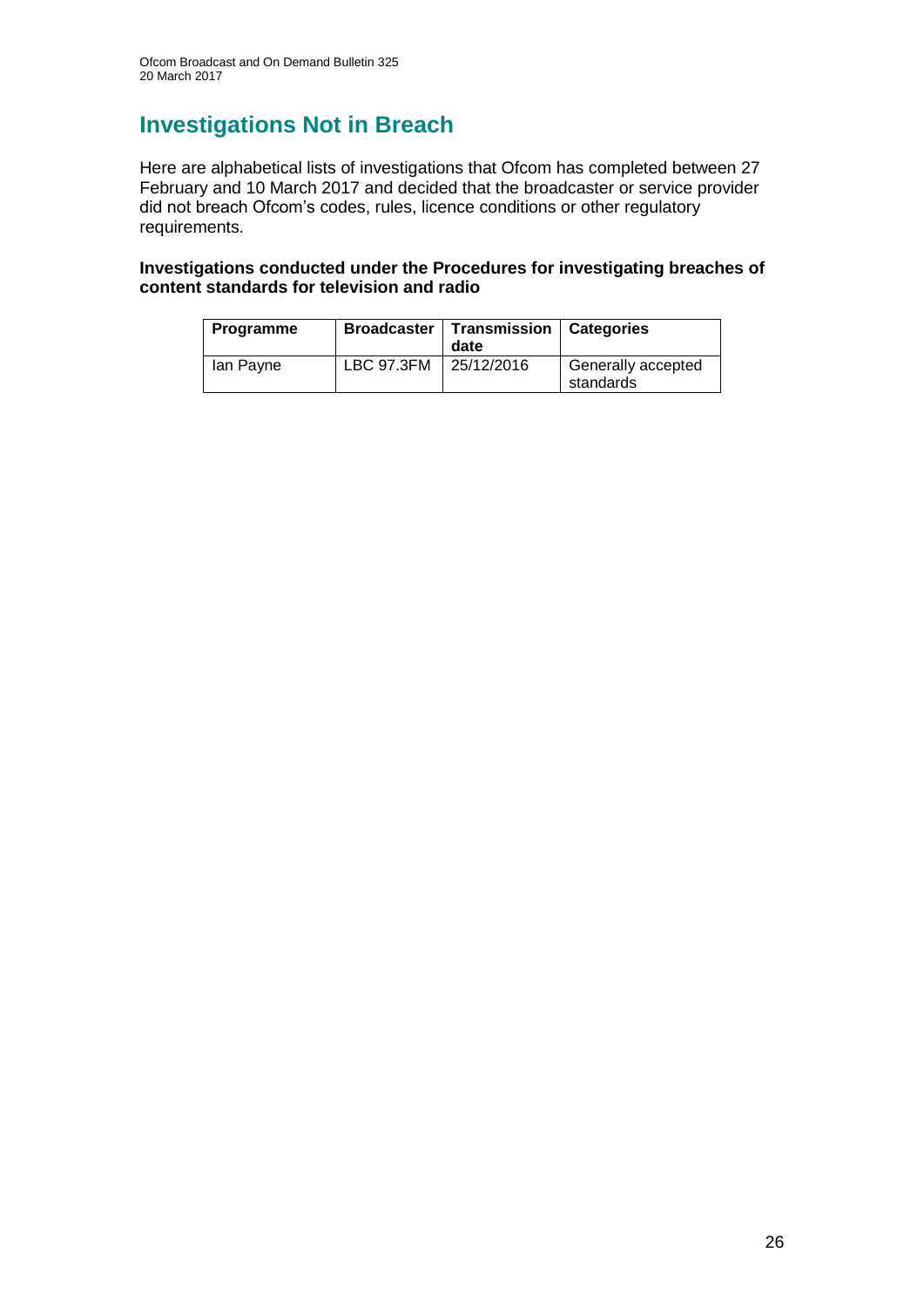# Investigations Not in Breach

Here are alphabetical lists of investigations that Ofcom has completed between 27 February and 10 March 2017 and decided that the broadcaster or service provider did not breach Ofcom's codes, rules, licence conditions or other regulatory requirements.

**Investigations conducted under the Procedures for investigating breaches of content standards for television and radio**

| Programme | Broadcaster | Transmission date | Categories |
|---|---|---|---|
| Ian Payne | LBC 97.3FM | 25/12/2016 | Generally accepted standards |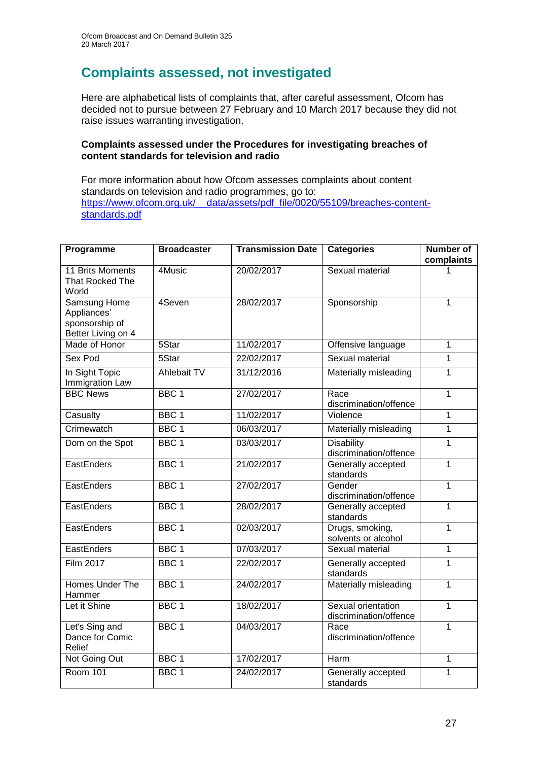## Complaints assessed, not investigated

Here are alphabetical lists of complaints that, after careful assessment, Ofcom has decided not to pursue between 27 February and 10 March 2017 because they did not raise issues warranting investigation.

### Complaints assessed under the Procedures for investigating breaches of content standards for television and radio

For more information about how Ofcom assesses complaints about content standards on television and radio programmes, go to: [https://www.ofcom.org.uk/__data/assets/pdf_file/0020/55109/breaches-content-standards.pdf](https://www.ofcom.org.uk/__data/assets/pdf_file/0020/55109/breaches-content-standards.pdf)

| Programme | Broadcaster | Transmission Date | Categories | Number of complaints |
|---|---|---|---|---|
| 11 Brits Moments That Rocked The World | 4Music | 20/02/2017 | Sexual material | 1 |
| Samsung Home Appliances' sponsorship of Better Living on 4 | 4Seven | 28/02/2017 | Sponsorship | 1 |
| Made of Honor | 5Star | 11/02/2017 | Offensive language | 1 |
| Sex Pod | 5Star | 22/02/2017 | Sexual material | 1 |
| In Sight Topic Immigration Law | Ahlebait TV | 31/12/2016 | Materially misleading | 1 |
| BBC News | BBC 1 | 27/02/2017 | Race discrimination/offence | 1 |
| Casualty | BBC 1 | 11/02/2017 | Violence | 1 |
| Crimewatch | BBC 1 | 06/03/2017 | Materially misleading | 1 |
| Dom on the Spot | BBC 1 | 03/03/2017 | Disability discrimination/offence | 1 |
| EastEnders | BBC 1 | 21/02/2017 | Generally accepted standards | 1 |
| EastEnders | BBC 1 | 27/02/2017 | Gender discrimination/offence | 1 |
| EastEnders | BBC 1 | 28/02/2017 | Generally accepted standards | 1 |
| EastEnders | BBC 1 | 02/03/2017 | Drugs, smoking, solvents or alcohol | 1 |
| EastEnders | BBC 1 | 07/03/2017 | Sexual material | 1 |
| Film 2017 | BBC 1 | 22/02/2017 | Generally accepted standards | 1 |
| Homes Under The Hammer | BBC 1 | 24/02/2017 | Materially misleading | 1 |
| Let it Shine | BBC 1 | 18/02/2017 | Sexual orientation discrimination/offence | 1 |
| Let's Sing and Dance for Comic Relief | BBC 1 | 04/03/2017 | Race discrimination/offence | 1 |
| Not Going Out | BBC 1 | 17/02/2017 | Harm | 1 |
| Room 101 | BBC 1 | 24/02/2017 | Generally accepted standards | 1 |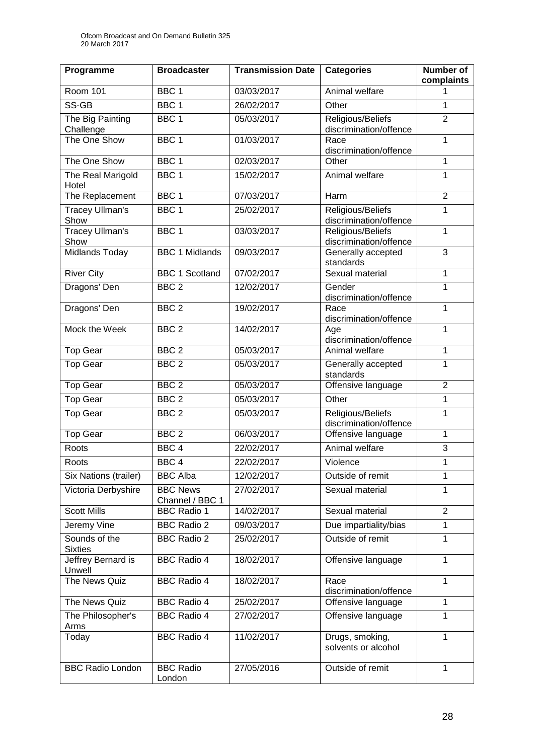| Programme | Broadcaster | Transmission Date | Categories | Number of complaints |
|---|---|---|---|---|
| Room 101 | BBC 1 | 03/03/2017 | Animal welfare | 1 |
| SS-GB | BBC 1 | 26/02/2017 | Other | 1 |
| The Big Painting Challenge | BBC 1 | 05/03/2017 | Religious/Beliefs discrimination/offence | 2 |
| The One Show | BBC 1 | 01/03/2017 | Race discrimination/offence | 1 |
| The One Show | BBC 1 | 02/03/2017 | Other | 1 |
| The Real Marigold Hotel | BBC 1 | 15/02/2017 | Animal welfare | 1 |
| The Replacement | BBC 1 | 07/03/2017 | Harm | 2 |
| Tracey Ullman's Show | BBC 1 | 25/02/2017 | Religious/Beliefs discrimination/offence | 1 |
| Tracey Ullman's Show | BBC 1 | 03/03/2017 | Religious/Beliefs discrimination/offence | 1 |
| Midlands Today | BBC 1 Midlands | 09/03/2017 | Generally accepted standards | 3 |
| River City | BBC 1 Scotland | 07/02/2017 | Sexual material | 1 |
| Dragons' Den | BBC 2 | 12/02/2017 | Gender discrimination/offence | 1 |
| Dragons' Den | BBC 2 | 19/02/2017 | Race discrimination/offence | 1 |
| Mock the Week | BBC 2 | 14/02/2017 | Age discrimination/offence | 1 |
| Top Gear | BBC 2 | 05/03/2017 | Animal welfare | 1 |
| Top Gear | BBC 2 | 05/03/2017 | Generally accepted standards | 1 |
| Top Gear | BBC 2 | 05/03/2017 | Offensive language | 2 |
| Top Gear | BBC 2 | 05/03/2017 | Other | 1 |
| Top Gear | BBC 2 | 05/03/2017 | Religious/Beliefs discrimination/offence | 1 |
| Top Gear | BBC 2 | 06/03/2017 | Offensive language | 1 |
| Roots | BBC 4 | 22/02/2017 | Animal welfare | 3 |
| Roots | BBC 4 | 22/02/2017 | Violence | 1 |
| Six Nations (trailer) | BBC Alba | 12/02/2017 | Outside of remit | 1 |
| Victoria Derbyshire | BBC News Channel / BBC 1 | 27/02/2017 | Sexual material | 1 |
| Scott Mills | BBC Radio 1 | 14/02/2017 | Sexual material | 2 |
| Jeremy Vine | BBC Radio 2 | 09/03/2017 | Due impartiality/bias | 1 |
| Sounds of the Sixties | BBC Radio 2 | 25/02/2017 | Outside of remit | 1 |
| Jeffrey Bernard is Unwell | BBC Radio 4 | 18/02/2017 | Offensive language | 1 |
| The News Quiz | BBC Radio 4 | 18/02/2017 | Race discrimination/offence | 1 |
| The News Quiz | BBC Radio 4 | 25/02/2017 | Offensive language | 1 |
| The Philosopher's Arms | BBC Radio 4 | 27/02/2017 | Offensive language | 1 |
| Today | BBC Radio 4 | 11/02/2017 | Drugs, smoking, solvents or alcohol | 1 |
| BBC Radio London | BBC Radio London | 27/05/2016 | Outside of remit | 1 |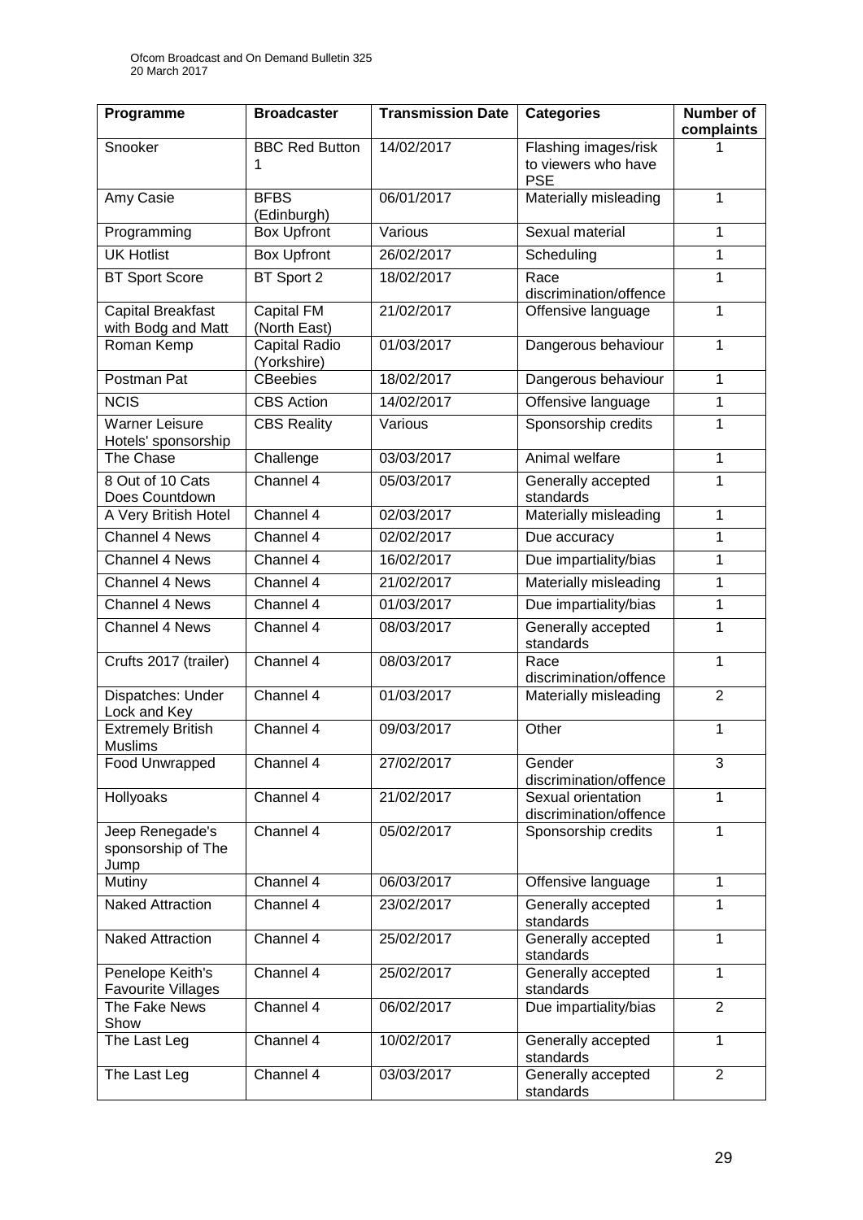| Programme | Broadcaster | Transmission Date | Categories | Number of complaints |
|---|---|---|---|---|
| Snooker | BBC Red Button 1 | 14/02/2017 | Flashing images/risk to viewers who have PSE | 1 |
| Amy Casie | BFBS (Edinburgh) | 06/01/2017 | Materially misleading | 1 |
| Programming | Box Upfront | Various | Sexual material | 1 |
| UK Hotlist | Box Upfront | 26/02/2017 | Scheduling | 1 |
| BT Sport Score | BT Sport 2 | 18/02/2017 | Race discrimination/offence | 1 |
| Capital Breakfast with Bodg and Matt | Capital FM (North East) | 21/02/2017 | Offensive language | 1 |
| Roman Kemp | Capital Radio (Yorkshire) | 01/03/2017 | Dangerous behaviour | 1 |
| Postman Pat | CBeebies | 18/02/2017 | Dangerous behaviour | 1 |
| NCIS | CBS Action | 14/02/2017 | Offensive language | 1 |
| Warner Leisure Hotels' sponsorship | CBS Reality | Various | Sponsorship credits | 1 |
| The Chase | Challenge | 03/03/2017 | Animal welfare | 1 |
| 8 Out of 10 Cats Does Countdown | Channel 4 | 05/03/2017 | Generally accepted standards | 1 |
| A Very British Hotel | Channel 4 | 02/03/2017 | Materially misleading | 1 |
| Channel 4 News | Channel 4 | 02/02/2017 | Due accuracy | 1 |
| Channel 4 News | Channel 4 | 16/02/2017 | Due impartiality/bias | 1 |
| Channel 4 News | Channel 4 | 21/02/2017 | Materially misleading | 1 |
| Channel 4 News | Channel 4 | 01/03/2017 | Due impartiality/bias | 1 |
| Channel 4 News | Channel 4 | 08/03/2017 | Generally accepted standards | 1 |
| Crufts 2017 (trailer) | Channel 4 | 08/03/2017 | Race discrimination/offence | 1 |
| Dispatches: Under Lock and Key | Channel 4 | 01/03/2017 | Materially misleading | 2 |
| Extremely British Muslims | Channel 4 | 09/03/2017 | Other | 1 |
| Food Unwrapped | Channel 4 | 27/02/2017 | Gender discrimination/offence | 3 |
| Hollyoaks | Channel 4 | 21/02/2017 | Sexual orientation discrimination/offence | 1 |
| Jeep Renegade's sponsorship of The Jump | Channel 4 | 05/02/2017 | Sponsorship credits | 1 |
| Mutiny | Channel 4 | 06/03/2017 | Offensive language | 1 |
| Naked Attraction | Channel 4 | 23/02/2017 | Generally accepted standards | 1 |
| Naked Attraction | Channel 4 | 25/02/2017 | Generally accepted standards | 1 |
| Penelope Keith's Favourite Villages | Channel 4 | 25/02/2017 | Generally accepted standards | 1 |
| The Fake News Show | Channel 4 | 06/02/2017 | Due impartiality/bias | 2 |
| The Last Leg | Channel 4 | 10/02/2017 | Generally accepted standards | 1 |
| The Last Leg | Channel 4 | 03/03/2017 | Generally accepted standards | 2 |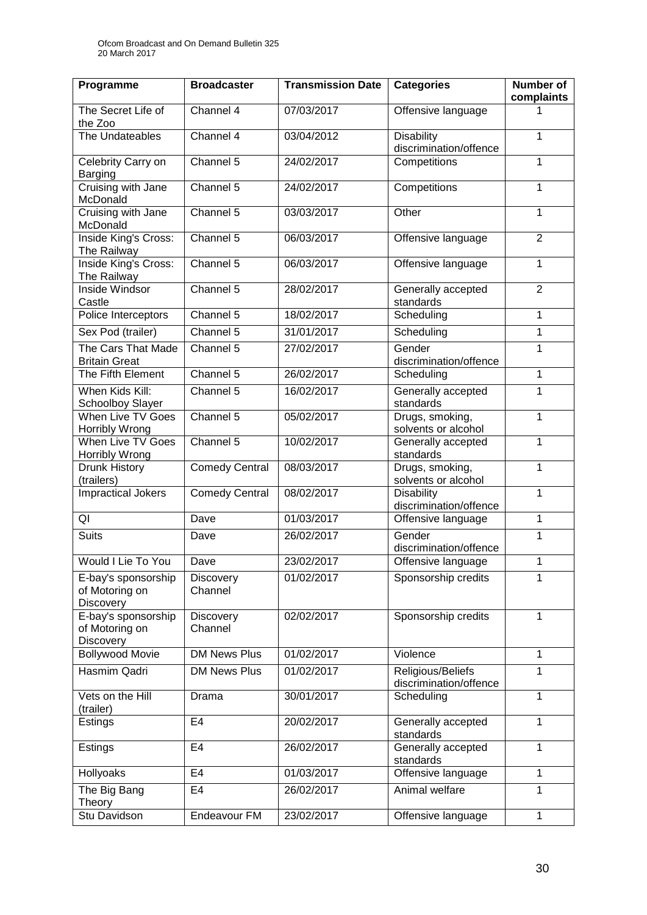| Programme | Broadcaster | Transmission Date | Categories | Number of complaints |
|---|---|---|---|---|
| The Secret Life of the Zoo | Channel 4 | 07/03/2017 | Offensive language | 1 |
| The Undateables | Channel 4 | 03/04/2012 | Disability discrimination/offence | 1 |
| Celebrity Carry on Barging | Channel 5 | 24/02/2017 | Competitions | 1 |
| Cruising with Jane McDonald | Channel 5 | 24/02/2017 | Competitions | 1 |
| Cruising with Jane McDonald | Channel 5 | 03/03/2017 | Other | 1 |
| Inside King's Cross: The Railway | Channel 5 | 06/03/2017 | Offensive language | 2 |
| Inside King's Cross: The Railway | Channel 5 | 06/03/2017 | Offensive language | 1 |
| Inside Windsor Castle | Channel 5 | 28/02/2017 | Generally accepted standards | 2 |
| Police Interceptors | Channel 5 | 18/02/2017 | Scheduling | 1 |
| Sex Pod (trailer) | Channel 5 | 31/01/2017 | Scheduling | 1 |
| The Cars That Made Britain Great | Channel 5 | 27/02/2017 | Gender discrimination/offence | 1 |
| The Fifth Element | Channel 5 | 26/02/2017 | Scheduling | 1 |
| When Kids Kill: Schoolboy Slayer | Channel 5 | 16/02/2017 | Generally accepted standards | 1 |
| When Live TV Goes Horribly Wrong | Channel 5 | 05/02/2017 | Drugs, smoking, solvents or alcohol | 1 |
| When Live TV Goes Horribly Wrong | Channel 5 | 10/02/2017 | Generally accepted standards | 1 |
| Drunk History (trailers) | Comedy Central | 08/03/2017 | Drugs, smoking, solvents or alcohol | 1 |
| Impractical Jokers | Comedy Central | 08/02/2017 | Disability discrimination/offence | 1 |
| QI | Dave | 01/03/2017 | Offensive language | 1 |
| Suits | Dave | 26/02/2017 | Gender discrimination/offence | 1 |
| Would I Lie To You | Dave | 23/02/2017 | Offensive language | 1 |
| E-bay's sponsorship of Motoring on Discovery | Discovery Channel | 01/02/2017 | Sponsorship credits | 1 |
| E-bay's sponsorship of Motoring on Discovery | Discovery Channel | 02/02/2017 | Sponsorship credits | 1 |
| Bollywood Movie | DM News Plus | 01/02/2017 | Violence | 1 |
| Hasmim Qadri | DM News Plus | 01/02/2017 | Religious/Beliefs discrimination/offence | 1 |
| Vets on the Hill (trailer) | Drama | 30/01/2017 | Scheduling | 1 |
| Estings | E4 | 20/02/2017 | Generally accepted standards | 1 |
| Estings | E4 | 26/02/2017 | Generally accepted standards | 1 |
| Hollyoaks | E4 | 01/03/2017 | Offensive language | 1 |
| The Big Bang Theory | E4 | 26/02/2017 | Animal welfare | 1 |
| Stu Davidson | Endeavour FM | 23/02/2017 | Offensive language | 1 |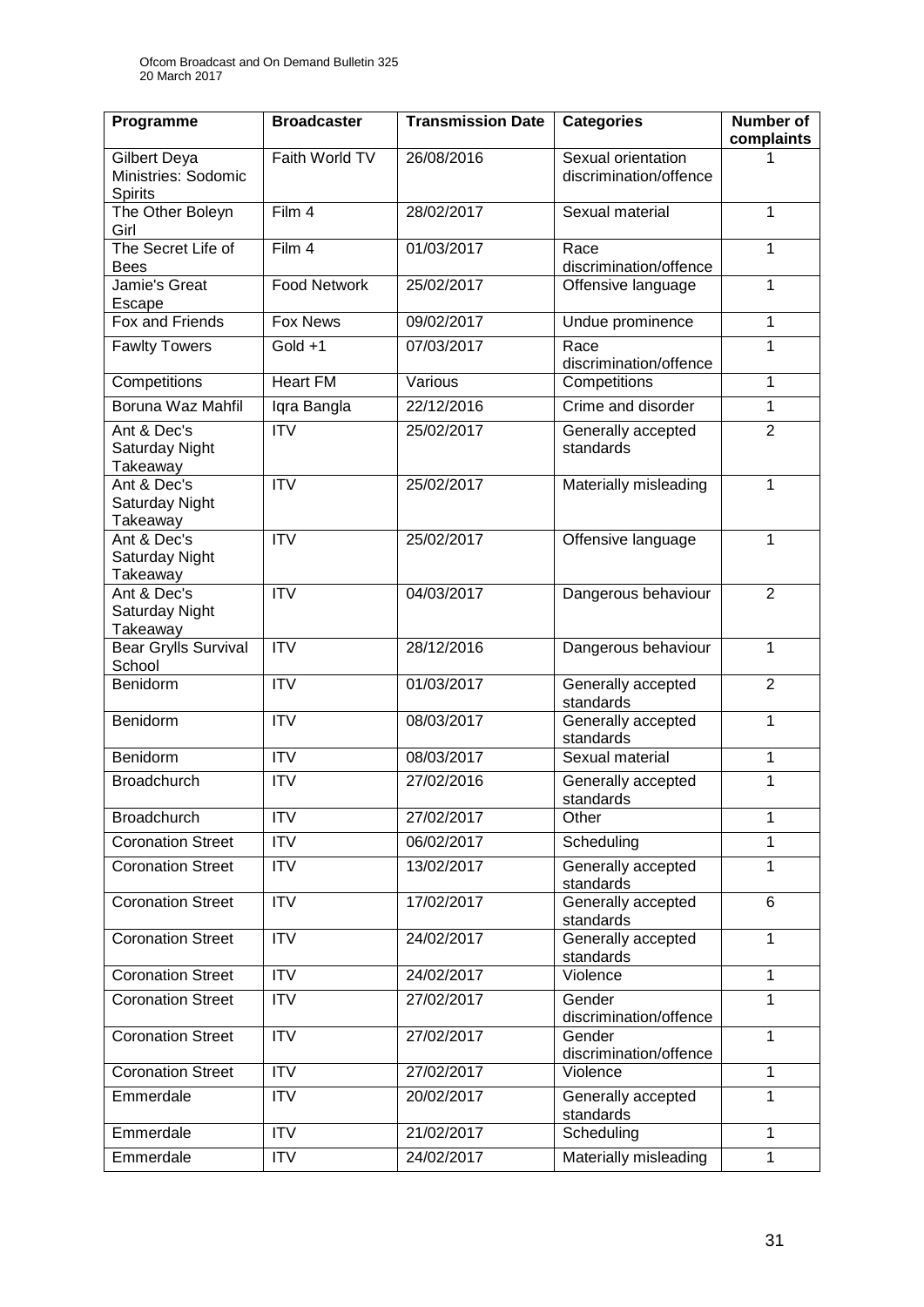| Programme | Broadcaster | Transmission Date | Categories | Number of complaints |
|---|---|---|---|---|
| Gilbert Deya Ministries: Sodomic Spirits | Faith World TV | 26/08/2016 | Sexual orientation discrimination/offence | 1 |
| The Other Boleyn Girl | Film 4 | 28/02/2017 | Sexual material | 1 |
| The Secret Life of Bees | Film 4 | 01/03/2017 | Race discrimination/offence | 1 |
| Jamie's Great Escape | Food Network | 25/02/2017 | Offensive language | 1 |
| Fox and Friends | Fox News | 09/02/2017 | Undue prominence | 1 |
| Fawlty Towers | Gold +1 | 07/03/2017 | Race discrimination/offence | 1 |
| Competitions | Heart FM | Various | Competitions | 1 |
| Boruna Waz Mahfil | Iqra Bangla | 22/12/2016 | Crime and disorder | 1 |
| Ant & Dec's Saturday Night Takeaway | ITV | 25/02/2017 | Generally accepted standards | 2 |
| Ant & Dec's Saturday Night Takeaway | ITV | 25/02/2017 | Materially misleading | 1 |
| Ant & Dec's Saturday Night Takeaway | ITV | 25/02/2017 | Offensive language | 1 |
| Ant & Dec's Saturday Night Takeaway | ITV | 04/03/2017 | Dangerous behaviour | 2 |
| Bear Grylls Survival School | ITV | 28/12/2016 | Dangerous behaviour | 1 |
| Benidorm | ITV | 01/03/2017 | Generally accepted standards | 2 |
| Benidorm | ITV | 08/03/2017 | Generally accepted standards | 1 |
| Benidorm | ITV | 08/03/2017 | Sexual material | 1 |
| Broadchurch | ITV | 27/02/2016 | Generally accepted standards | 1 |
| Broadchurch | ITV | 27/02/2017 | Other | 1 |
| Coronation Street | ITV | 06/02/2017 | Scheduling | 1 |
| Coronation Street | ITV | 13/02/2017 | Generally accepted standards | 1 |
| Coronation Street | ITV | 17/02/2017 | Generally accepted standards | 6 |
| Coronation Street | ITV | 24/02/2017 | Generally accepted standards | 1 |
| Coronation Street | ITV | 24/02/2017 | Violence | 1 |
| Coronation Street | ITV | 27/02/2017 | Gender discrimination/offence | 1 |
| Coronation Street | ITV | 27/02/2017 | Gender discrimination/offence | 1 |
| Coronation Street | ITV | 27/02/2017 | Violence | 1 |
| Emmerdale | ITV | 20/02/2017 | Generally accepted standards | 1 |
| Emmerdale | ITV | 21/02/2017 | Scheduling | 1 |
| Emmerdale | ITV | 24/02/2017 | Materially misleading | 1 |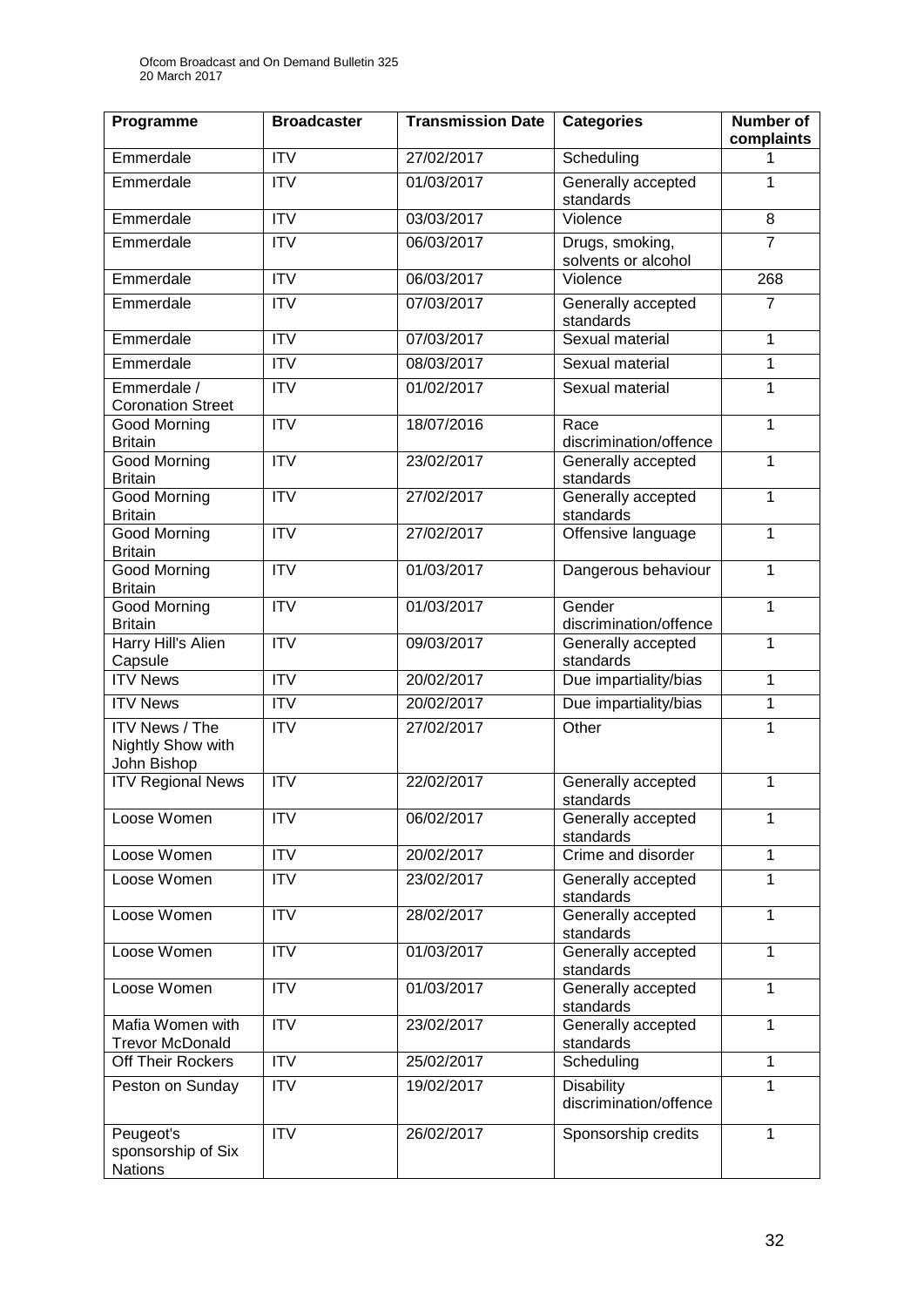| Programme | Broadcaster | Transmission Date | Categories | Number of complaints |
|---|---|---|---|---|
| Emmerdale | ITV | 27/02/2017 | Scheduling | 1 |
| Emmerdale | ITV | 01/03/2017 | Generally accepted standards | 1 |
| Emmerdale | ITV | 03/03/2017 | Violence | 8 |
| Emmerdale | ITV | 06/03/2017 | Drugs, smoking, solvents or alcohol | 7 |
| Emmerdale | ITV | 06/03/2017 | Violence | 268 |
| Emmerdale | ITV | 07/03/2017 | Generally accepted standards | 7 |
| Emmerdale | ITV | 07/03/2017 | Sexual material | 1 |
| Emmerdale | ITV | 08/03/2017 | Sexual material | 1 |
| Emmerdale / Coronation Street | ITV | 01/02/2017 | Sexual material | 1 |
| Good Morning Britain | ITV | 18/07/2016 | Race discrimination/offence | 1 |
| Good Morning Britain | ITV | 23/02/2017 | Generally accepted standards | 1 |
| Good Morning Britain | ITV | 27/02/2017 | Generally accepted standards | 1 |
| Good Morning Britain | ITV | 27/02/2017 | Offensive language | 1 |
| Good Morning Britain | ITV | 01/03/2017 | Dangerous behaviour | 1 |
| Good Morning Britain | ITV | 01/03/2017 | Gender discrimination/offence | 1 |
| Harry Hill's Alien Capsule | ITV | 09/03/2017 | Generally accepted standards | 1 |
| ITV News | ITV | 20/02/2017 | Due impartiality/bias | 1 |
| ITV News | ITV | 20/02/2017 | Due impartiality/bias | 1 |
| ITV News / The Nightly Show with John Bishop | ITV | 27/02/2017 | Other | 1 |
| ITV Regional News | ITV | 22/02/2017 | Generally accepted standards | 1 |
| Loose Women | ITV | 06/02/2017 | Generally accepted standards | 1 |
| Loose Women | ITV | 20/02/2017 | Crime and disorder | 1 |
| Loose Women | ITV | 23/02/2017 | Generally accepted standards | 1 |
| Loose Women | ITV | 28/02/2017 | Generally accepted standards | 1 |
| Loose Women | ITV | 01/03/2017 | Generally accepted standards | 1 |
| Loose Women | ITV | 01/03/2017 | Generally accepted standards | 1 |
| Mafia Women with Trevor McDonald | ITV | 23/02/2017 | Generally accepted standards | 1 |
| Off Their Rockers | ITV | 25/02/2017 | Scheduling | 1 |
| Peston on Sunday | ITV | 19/02/2017 | Disability discrimination/offence | 1 |
| Peugeot's sponsorship of Six Nations | ITV | 26/02/2017 | Sponsorship credits | 1 |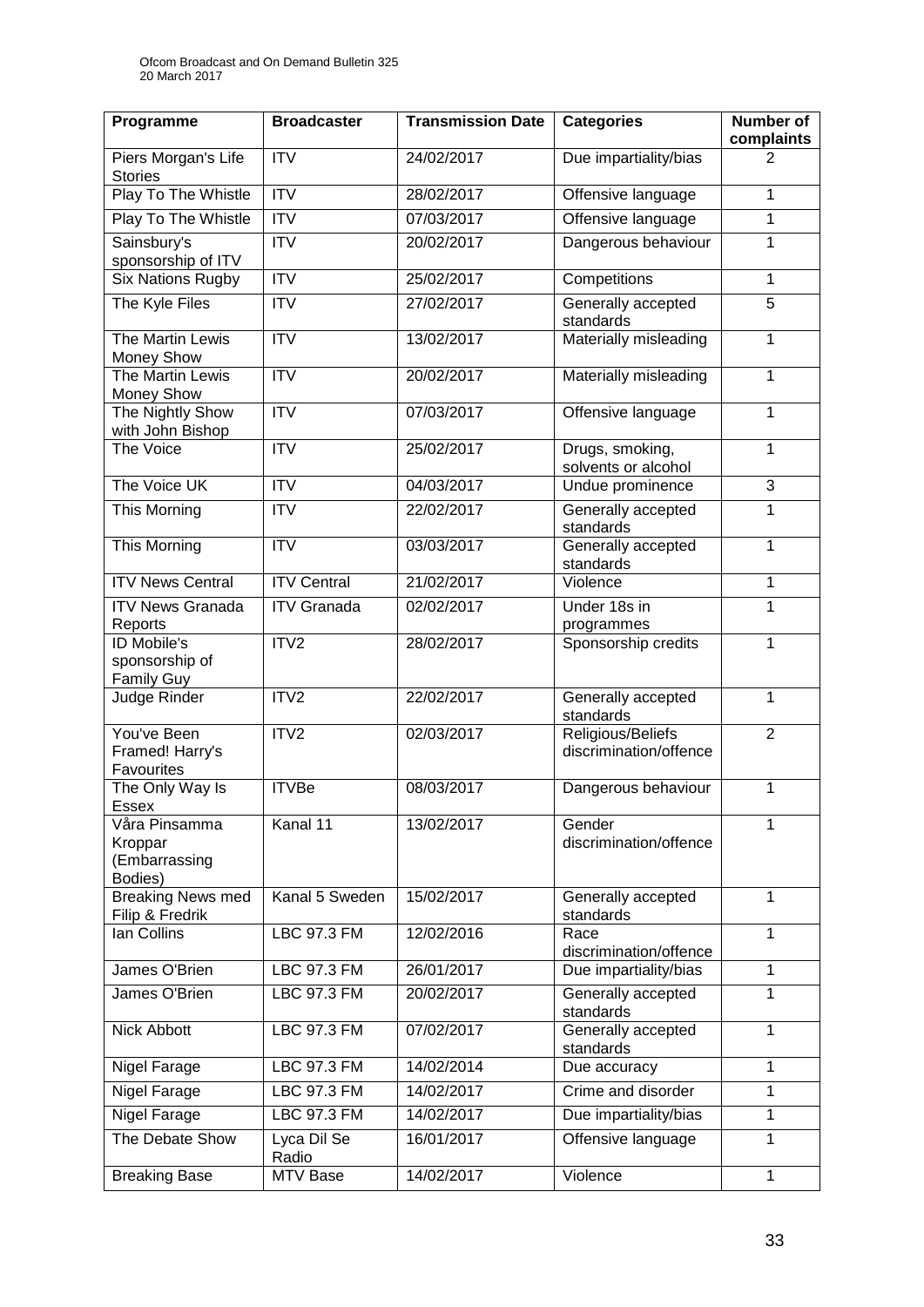| Programme | Broadcaster | Transmission Date | Categories | Number of complaints |
|---|---|---|---|---|
| Piers Morgan's Life Stories | ITV | 24/02/2017 | Due impartiality/bias | 2 |
| Play To The Whistle | ITV | 28/02/2017 | Offensive language | 1 |
| Play To The Whistle | ITV | 07/03/2017 | Offensive language | 1 |
| Sainsbury's sponsorship of ITV | ITV | 20/02/2017 | Dangerous behaviour | 1 |
| Six Nations Rugby | ITV | 25/02/2017 | Competitions | 1 |
| The Kyle Files | ITV | 27/02/2017 | Generally accepted standards | 5 |
| The Martin Lewis Money Show | ITV | 13/02/2017 | Materially misleading | 1 |
| The Martin Lewis Money Show | ITV | 20/02/2017 | Materially misleading | 1 |
| The Nightly Show with John Bishop | ITV | 07/03/2017 | Offensive language | 1 |
| The Voice | ITV | 25/02/2017 | Drugs, smoking, solvents or alcohol | 1 |
| The Voice UK | ITV | 04/03/2017 | Undue prominence | 3 |
| This Morning | ITV | 22/02/2017 | Generally accepted standards | 1 |
| This Morning | ITV | 03/03/2017 | Generally accepted standards | 1 |
| ITV News Central | ITV Central | 21/02/2017 | Violence | 1 |
| ITV News Granada Reports | ITV Granada | 02/02/2017 | Under 18s in programmes | 1 |
| ID Mobile's sponsorship of Family Guy | ITV2 | 28/02/2017 | Sponsorship credits | 1 |
| Judge Rinder | ITV2 | 22/02/2017 | Generally accepted standards | 1 |
| You've Been Framed! Harry's Favourites | ITV2 | 02/03/2017 | Religious/Beliefs discrimination/offence | 2 |
| The Only Way Is Essex | ITVBe | 08/03/2017 | Dangerous behaviour | 1 |
| Våra Pinsamma Kroppar (Embarrassing Bodies) | Kanal 11 | 13/02/2017 | Gender discrimination/offence | 1 |
| Breaking News med Filip & Fredrik | Kanal 5 Sweden | 15/02/2017 | Generally accepted standards | 1 |
| Ian Collins | LBC 97.3 FM | 12/02/2016 | Race discrimination/offence | 1 |
| James O'Brien | LBC 97.3 FM | 26/01/2017 | Due impartiality/bias | 1 |
| James O'Brien | LBC 97.3 FM | 20/02/2017 | Generally accepted standards | 1 |
| Nick Abbott | LBC 97.3 FM | 07/02/2017 | Generally accepted standards | 1 |
| Nigel Farage | LBC 97.3 FM | 14/02/2014 | Due accuracy | 1 |
| Nigel Farage | LBC 97.3 FM | 14/02/2017 | Crime and disorder | 1 |
| Nigel Farage | LBC 97.3 FM | 14/02/2017 | Due impartiality/bias | 1 |
| The Debate Show | Lyca Dil Se Radio | 16/01/2017 | Offensive language | 1 |
| Breaking Base | MTV Base | 14/02/2017 | Violence | 1 |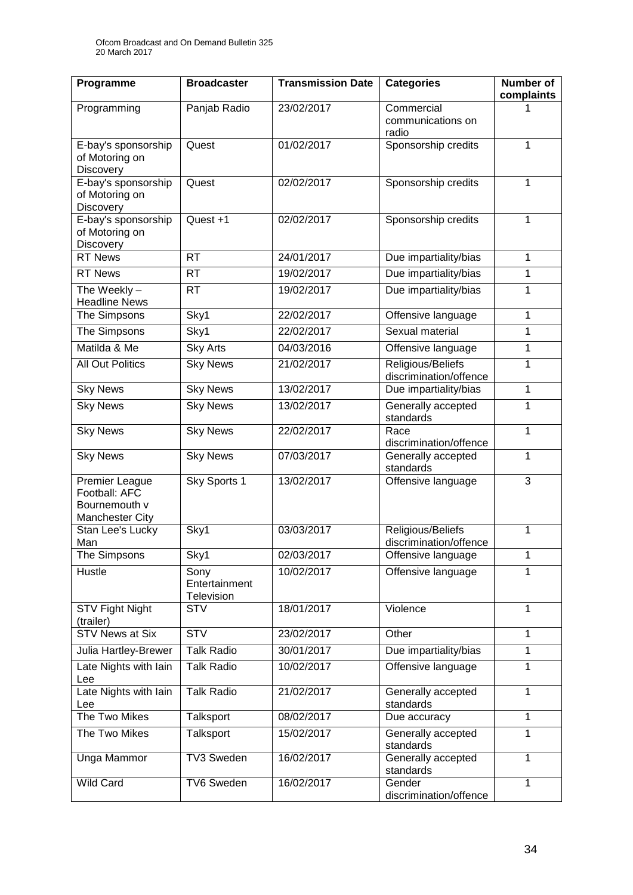| Programme | Broadcaster | Transmission Date | Categories | Number of complaints |
|---|---|---|---|---|
| Programming | Panjab Radio | 23/02/2017 | Commercial communications on radio | 1 |
| E-bay's sponsorship of Motoring on Discovery | Quest | 01/02/2017 | Sponsorship credits | 1 |
| E-bay's sponsorship of Motoring on Discovery | Quest | 02/02/2017 | Sponsorship credits | 1 |
| E-bay's sponsorship of Motoring on Discovery | Quest +1 | 02/02/2017 | Sponsorship credits | 1 |
| RT News | RT | 24/01/2017 | Due impartiality/bias | 1 |
| RT News | RT | 19/02/2017 | Due impartiality/bias | 1 |
| The Weekly – Headline News | RT | 19/02/2017 | Due impartiality/bias | 1 |
| The Simpsons | Sky1 | 22/02/2017 | Offensive language | 1 |
| The Simpsons | Sky1 | 22/02/2017 | Sexual material | 1 |
| Matilda & Me | Sky Arts | 04/03/2016 | Offensive language | 1 |
| All Out Politics | Sky News | 21/02/2017 | Religious/Beliefs discrimination/offence | 1 |
| Sky News | Sky News | 13/02/2017 | Due impartiality/bias | 1 |
| Sky News | Sky News | 13/02/2017 | Generally accepted standards | 1 |
| Sky News | Sky News | 22/02/2017 | Race discrimination/offence | 1 |
| Sky News | Sky News | 07/03/2017 | Generally accepted standards | 1 |
| Premier League Football: AFC Bournemouth v Manchester City | Sky Sports 1 | 13/02/2017 | Offensive language | 3 |
| Stan Lee's Lucky Man | Sky1 | 03/03/2017 | Religious/Beliefs discrimination/offence | 1 |
| The Simpsons | Sky1 | 02/03/2017 | Offensive language | 1 |
| Hustle | Sony Entertainment Television | 10/02/2017 | Offensive language | 1 |
| STV Fight Night (trailer) | STV | 18/01/2017 | Violence | 1 |
| STV News at Six | STV | 23/02/2017 | Other | 1 |
| Julia Hartley-Brewer | Talk Radio | 30/01/2017 | Due impartiality/bias | 1 |
| Late Nights with Iain Lee | Talk Radio | 10/02/2017 | Offensive language | 1 |
| Late Nights with Iain Lee | Talk Radio | 21/02/2017 | Generally accepted standards | 1 |
| The Two Mikes | Talksport | 08/02/2017 | Due accuracy | 1 |
| The Two Mikes | Talksport | 15/02/2017 | Generally accepted standards | 1 |
| Unga Mammor | TV3 Sweden | 16/02/2017 | Generally accepted standards | 1 |
| Wild Card | TV6 Sweden | 16/02/2017 | Gender discrimination/offence | 1 |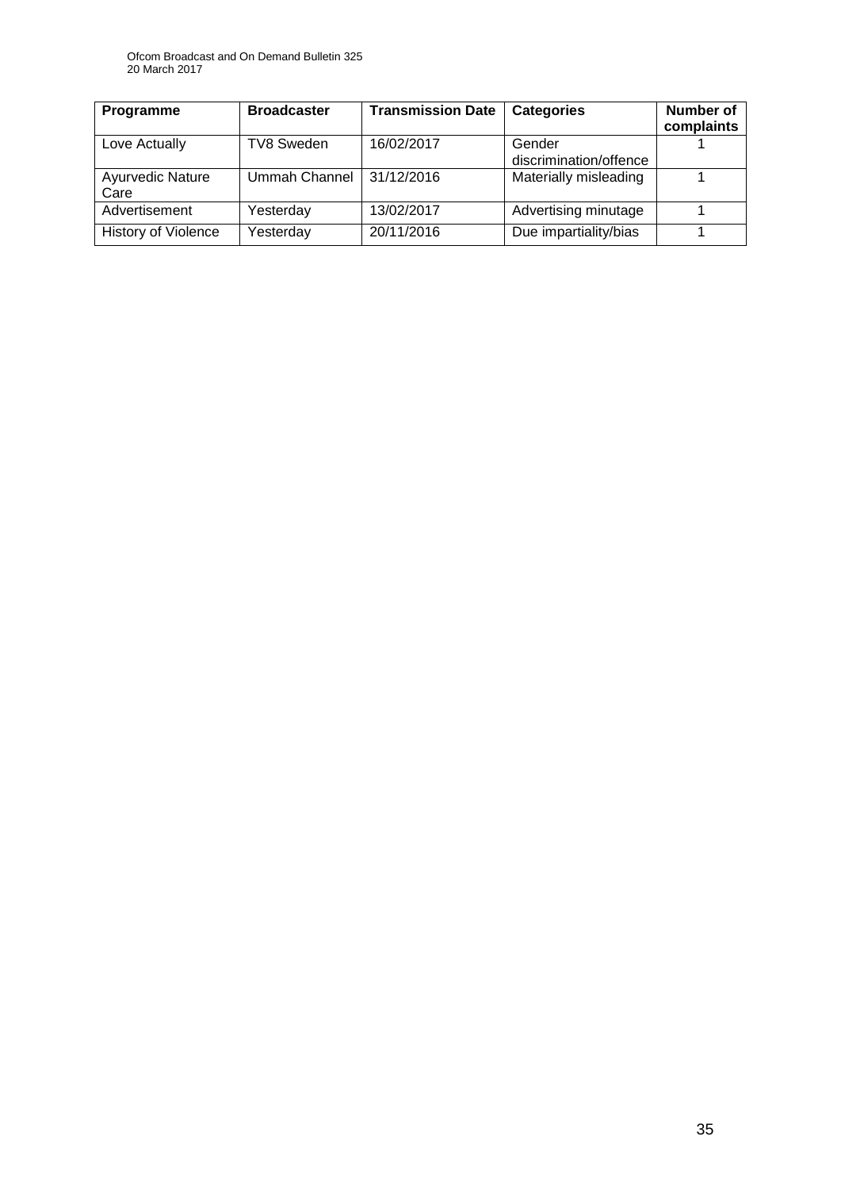| Programme | Broadcaster | Transmission Date | Categories | Number of complaints |
| --- | --- | --- | --- | --- |
| Love Actually | TV8 Sweden | 16/02/2017 | Gender discrimination/offence | 1 |
| Ayurvedic Nature Care | Ummah Channel | 31/12/2016 | Materially misleading | 1 |
| Advertisement | Yesterday | 13/02/2017 | Advertising minutage | 1 |
| History of Violence | Yesterday | 20/11/2016 | Due impartiality/bias | 1 |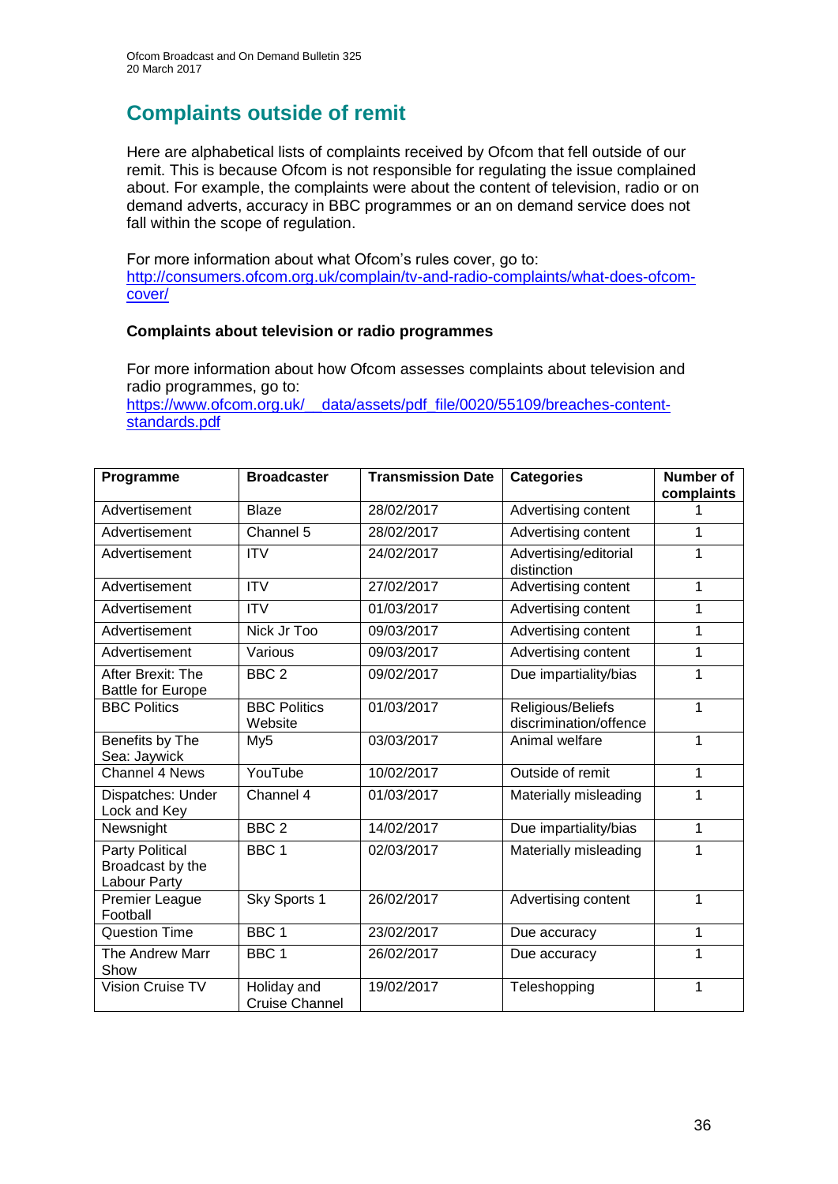## Complaints outside of remit

Here are alphabetical lists of complaints received by Ofcom that fell outside of our remit. This is because Ofcom is not responsible for regulating the issue complained about. For example, the complaints were about the content of television, radio or on demand adverts, accuracy in BBC programmes or an on demand service does not fall within the scope of regulation.

For more information about what Ofcom's rules cover, go to: [http://consumers.ofcom.org.uk/complain/tv-and-radio-complaints/what-does-ofcom-cover/](http://consumers.ofcom.org.uk/complain/tv-and-radio-complaints/what-does-ofcom-cover/)

### Complaints about television or radio programmes

For more information about how Ofcom assesses complaints about television and radio programmes, go to: [https://www.ofcom.org.uk/__data/assets/pdf_file/0020/55109/breaches-content-standards.pdf](https://www.ofcom.org.uk/__data/assets/pdf_file/0020/55109/breaches-content-standards.pdf)

| Programme | Broadcaster | Transmission Date | Categories | Number of complaints |
|---|---|---|---|---|
| Advertisement | Blaze | 28/02/2017 | Advertising content | 1 |
| Advertisement | Channel 5 | 28/02/2017 | Advertising content | 1 |
| Advertisement | ITV | 24/02/2017 | Advertising/editorial distinction | 1 |
| Advertisement | ITV | 27/02/2017 | Advertising content | 1 |
| Advertisement | ITV | 01/03/2017 | Advertising content | 1 |
| Advertisement | Nick Jr Too | 09/03/2017 | Advertising content | 1 |
| Advertisement | Various | 09/03/2017 | Advertising content | 1 |
| After Brexit: The Battle for Europe | BBC 2 | 09/02/2017 | Due impartiality/bias | 1 |
| BBC Politics | BBC Politics Website | 01/03/2017 | Religious/Beliefs discrimination/offence | 1 |
| Benefits by The Sea: Jaywick | My5 | 03/03/2017 | Animal welfare | 1 |
| Channel 4 News | YouTube | 10/02/2017 | Outside of remit | 1 |
| Dispatches: Under Lock and Key | Channel 4 | 01/03/2017 | Materially misleading | 1 |
| Newsnight | BBC 2 | 14/02/2017 | Due impartiality/bias | 1 |
| Party Political Broadcast by the Labour Party | BBC 1 | 02/03/2017 | Materially misleading | 1 |
| Premier League Football | Sky Sports 1 | 26/02/2017 | Advertising content | 1 |
| Question Time | BBC 1 | 23/02/2017 | Due accuracy | 1 |
| The Andrew Marr Show | BBC 1 | 26/02/2017 | Due accuracy | 1 |
| Vision Cruise TV | Holiday and Cruise Channel | 19/02/2017 | Teleshopping | 1 |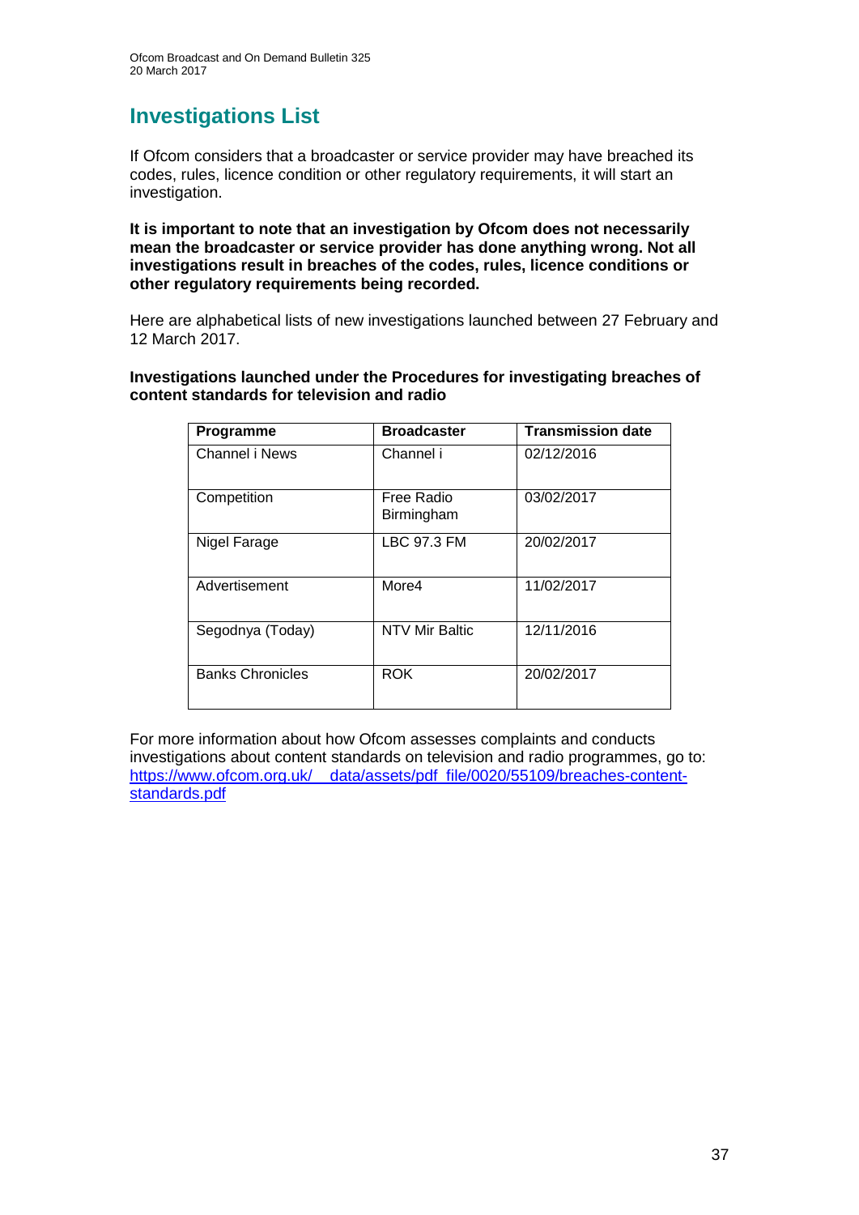# Investigations List

If Ofcom considers that a broadcaster or service provider may have breached its codes, rules, licence condition or other regulatory requirements, it will start an investigation.

**It is important to note that an investigation by Ofcom does not necessarily mean the broadcaster or service provider has done anything wrong. Not all investigations result in breaches of the codes, rules, licence conditions or other regulatory requirements being recorded.**

Here are alphabetical lists of new investigations launched between 27 February and 12 March 2017.

**Investigations launched under the Procedures for investigating breaches of content standards for television and radio**

| Programme | Broadcaster | Transmission date |
|---|---|---|
| Channel i News | Channel i | 02/12/2016 |
| Competition | Free Radio Birmingham | 03/02/2017 |
| Nigel Farage | LBC 97.3 FM | 20/02/2017 |
| Advertisement | More4 | 11/02/2017 |
| Segodnya (Today) | NTV Mir Baltic | 12/11/2016 |
| Banks Chronicles | ROK | 20/02/2017 |

For more information about how Ofcom assesses complaints and conducts investigations about content standards on television and radio programmes, go to: https://www.ofcom.org.uk/__data/assets/pdf_file/0020/55109/breaches-content-standards.pdf